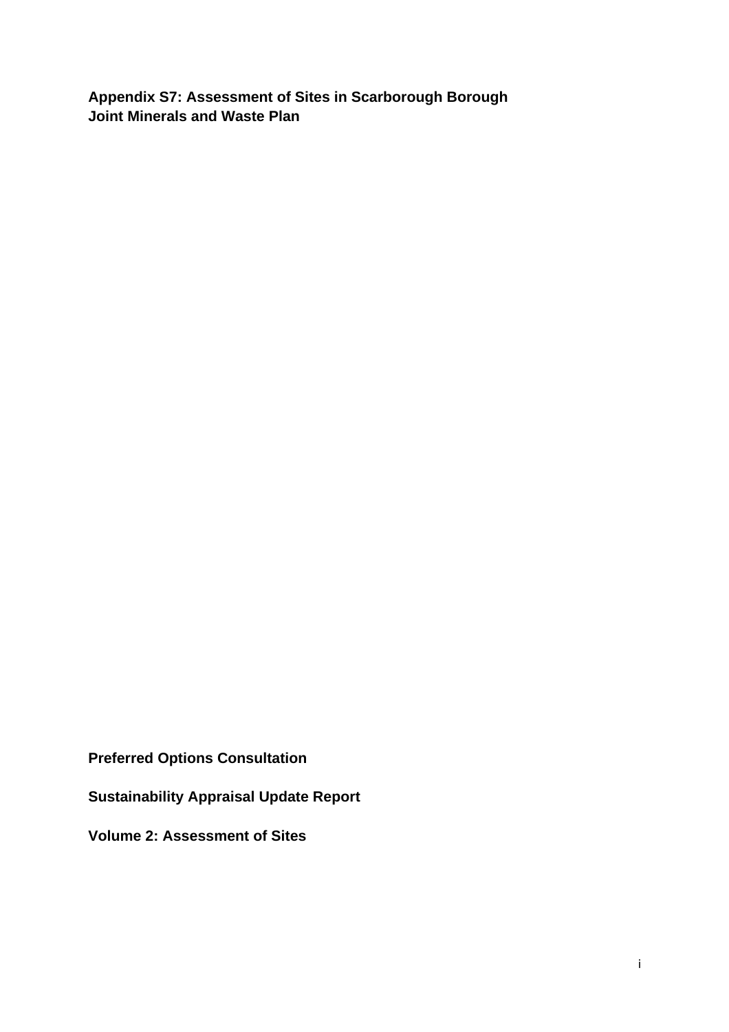**Appendix S7: Assessment of Sites in Scarborough Borough**
**Joint Minerals and Waste Plan**

**Preferred Options Consultation**

**Sustainability Appraisal Update Report**

**Volume 2: Assessment of Sites**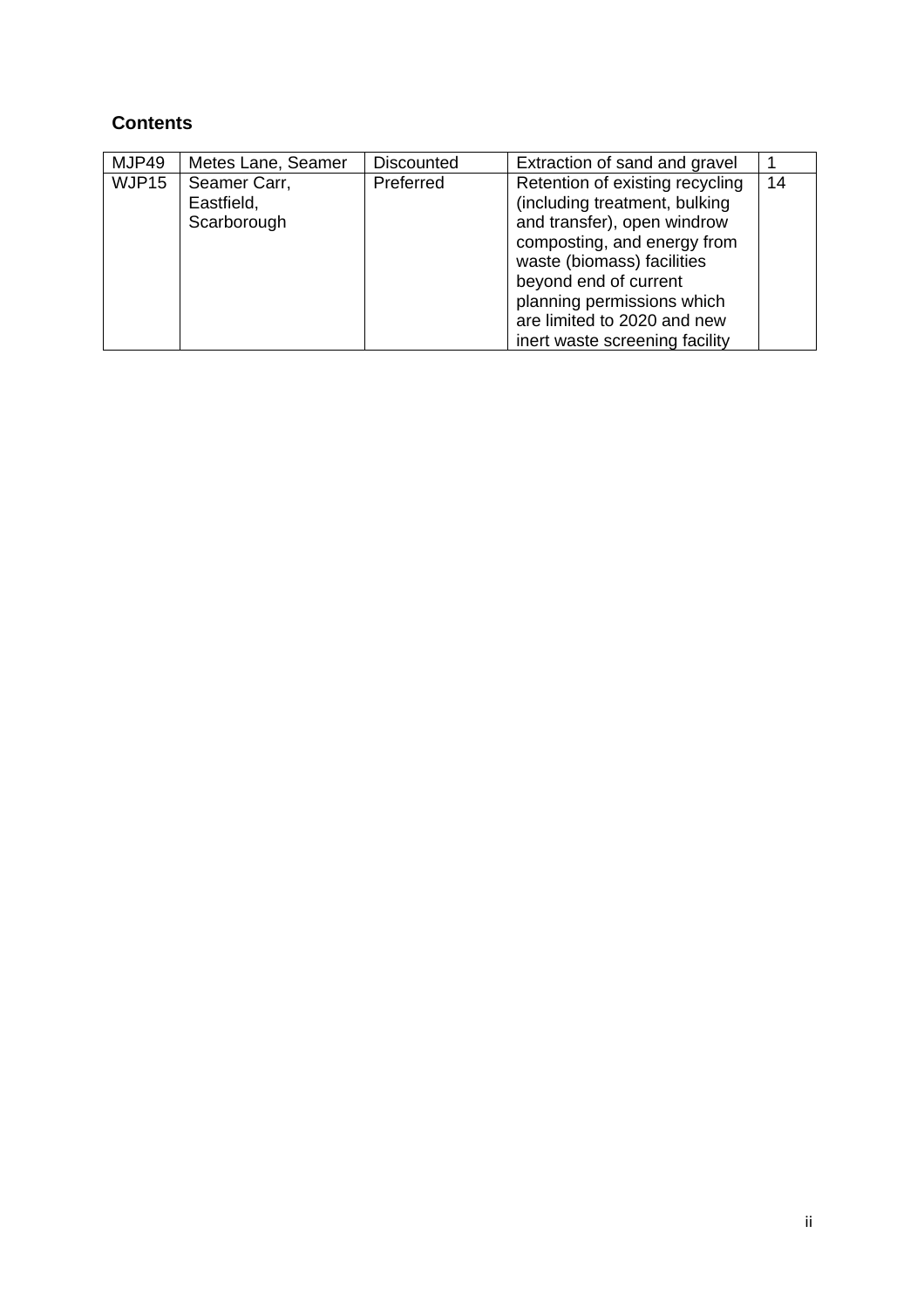## Contents

| | | | | |
|---|---|---|---|---|
| MJP49 | Metes Lane, Seamer | Discounted | Extraction of sand and gravel | 1 |
| WJP15 | Seamer Carr, Eastfield, Scarborough | Preferred | Retention of existing recycling (including treatment, bulking and transfer), open windrow composting, and energy from waste (biomass) facilities beyond end of current planning permissions which are limited to 2020 and new inert waste screening facility | 14 |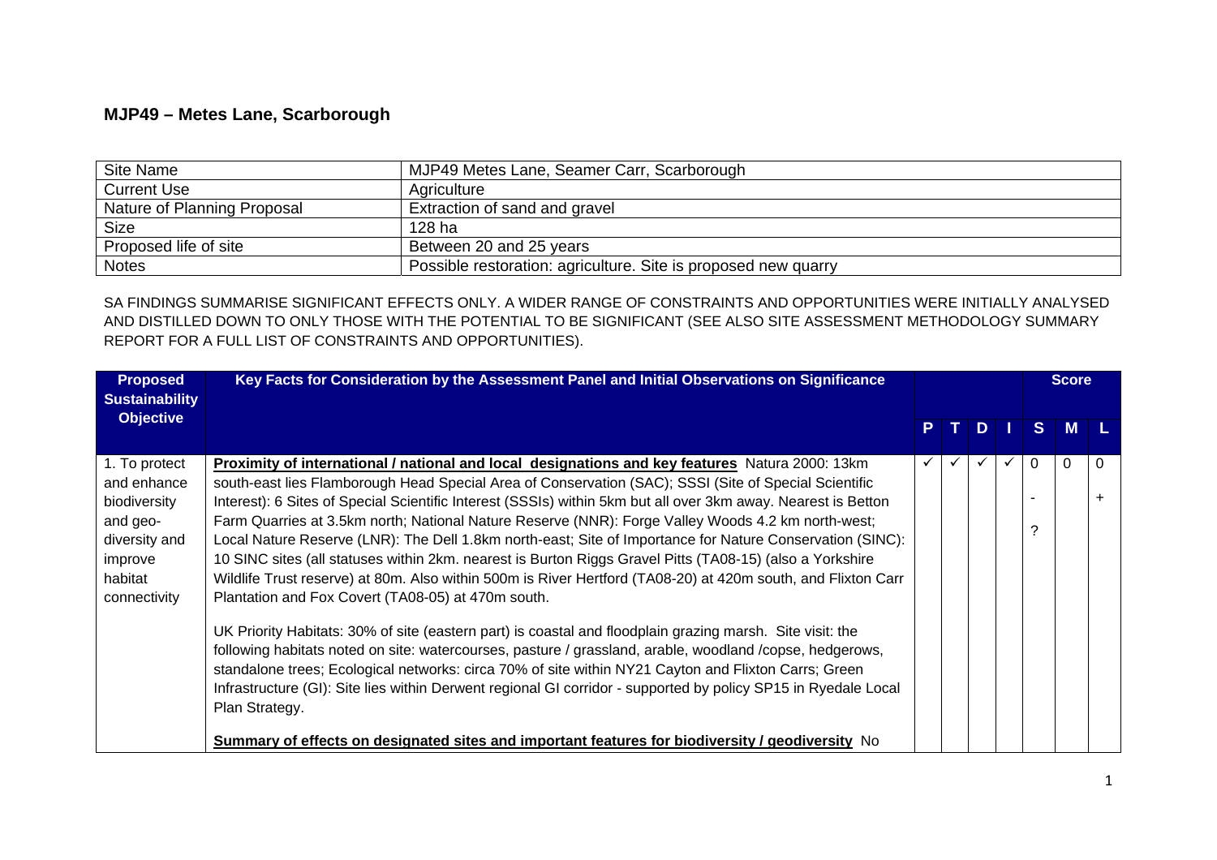## MJP49 – Metes Lane, Scarborough

| Site Name | MJP49 Metes Lane, Seamer Carr, Scarborough |
|---|---|
| Current Use | Agriculture |
| Nature of Planning Proposal | Extraction of sand and gravel |
| Size | 128 ha |
| Proposed life of site | Between 20 and 25 years |
| Notes | Possible restoration: agriculture. Site is proposed new quarry |

SA FINDINGS SUMMARISE SIGNIFICANT EFFECTS ONLY. A WIDER RANGE OF CONSTRAINTS AND OPPORTUNITIES WERE INITIALLY ANALYSED AND DISTILLED DOWN TO ONLY THOSE WITH THE POTENTIAL TO BE SIGNIFICANT (SEE ALSO SITE ASSESSMENT METHODOLOGY SUMMARY REPORT FOR A FULL LIST OF CONSTRAINTS AND OPPORTUNITIES).

| Proposed Sustainability Objective | Key Facts for Consideration by the Assessment Panel and Initial Observations on Significance | | | | | Score | | |
|---|---|---|---|---|---|---|---|---|
| | | P | T | D | I | S | M | L |
| 1. To protect and enhance biodiversity and geo-diversity and improve habitat connectivity | **Proximity of international / national and local designations and key features** Natura 2000: 13km south-east lies Flamborough Head Special Area of Conservation (SAC); SSSI (Site of Special Scientific Interest): 6 Sites of Special Scientific Interest (SSSIs) within 5km but all over 3km away. Nearest is Betton Farm Quarries at 3.5km north; National Nature Reserve (NNR): Forge Valley Woods 4.2 km north-west; Local Nature Reserve (LNR): The Dell 1.8km north-east; Site of Importance for Nature Conservation (SINC): 10 SINC sites (all statuses within 2km. nearest is Burton Riggs Gravel Pitts (TA08-15) (also a Yorkshire Wildlife Trust reserve) at 80m. Also within 500m is River Hertford (TA08-20) at 420m south, and Flixton Carr Plantation and Fox Covert (TA08-05) at 470m south.<br><br>UK Priority Habitats: 30% of site (eastern part) is coastal and floodplain grazing marsh. Site visit: the following habitats noted on site: watercourses, pasture / grassland, arable, woodland /copse, hedgerows, standalone trees; Ecological networks: circa 70% of site within NY21 Cayton and Flixton Carrs; Green Infrastructure (GI): Site lies within Derwent regional GI corridor - supported by policy SP15 in Ryedale Local Plan Strategy.<br><br>**Summary of effects on designated sites and important features for biodiversity / geodiversity** No | ✓ | ✓ | ✓ | ✓ | 0<br><br>-<br><br>? | 0 | 0<br><br>+ |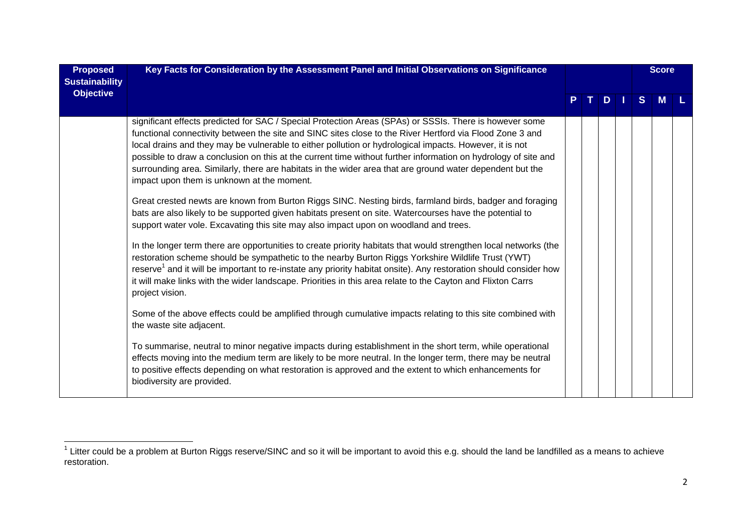| Proposed Sustainability Objective | Key Facts for Consideration by the Assessment Panel and Initial Observations on Significance | | | | | Score | | |
|---|---|---|---|---|---|---|---|---|
| | | P | T | D | I | S | M | L |
| | significant effects predicted for SAC / Special Protection Areas (SPAs) or SSSIs. There is however some functional connectivity between the site and SINC sites close to the River Hertford via Flood Zone 3 and local drains and they may be vulnerable to either pollution or hydrological impacts. However, it is not possible to draw a conclusion on this at the current time without further information on hydrology of site and surrounding area. Similarly, there are habitats in the wider area that are ground water dependent but the impact upon them is unknown at the moment.<br><br>Great crested newts are known from Burton Riggs SINC. Nesting birds, farmland birds, badger and foraging bats are also likely to be supported given habitats present on site. Watercourses have the potential to support water vole. Excavating this site may also impact upon on woodland and trees.<br><br>In the longer term there are opportunities to create priority habitats that would strengthen local networks (the restoration scheme should be sympathetic to the nearby Burton Riggs Yorkshire Wildlife Trust (YWT) reserve[1] and it will be important to re-instate any priority habitat onsite). Any restoration should consider how it will make links with the wider landscape. Priorities in this area relate to the Cayton and Flixton Carrs project vision.<br><br>Some of the above effects could be amplified through cumulative impacts relating to this site combined with the waste site adjacent.<br><br>To summarise, neutral to minor negative impacts during establishment in the short term, while operational effects moving into the medium term are likely to be more neutral. In the longer term, there may be neutral to positive effects depending on what restoration is approved and the extent to which enhancements for biodiversity are provided. | | | | | | | |

[1] Litter could be a problem at Burton Riggs reserve/SINC and so it will be important to avoid this e.g. should the land be landfilled as a means to achieve restoration.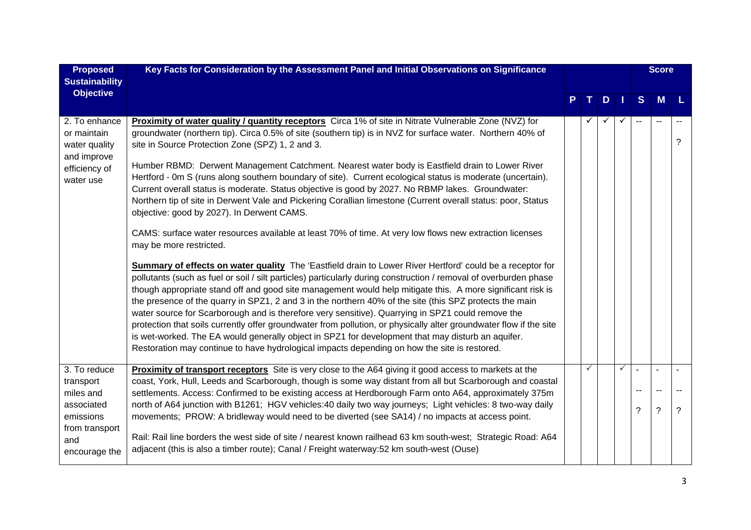| Proposed Sustainability Objective | Key Facts for Consideration by the Assessment Panel and Initial Observations on Significance | P | T | D | I | Score S | Score M | Score L |
|---|---|---|---|---|---|---|---|---|
| 2. To enhance or maintain water quality and improve efficiency of water use | **Proximity of water quality / quantity receptors** Circa 1% of site in Nitrate Vulnerable Zone (NVZ) for groundwater (northern tip). Circa 0.5% of site (southern tip) is in NVZ for surface water. Northern 40% of site in Source Protection Zone (SPZ) 1, 2 and 3.<br><br>Humber RBMD: Derwent Management Catchment. Nearest water body is Eastfield drain to Lower River Hertford - 0m S (runs along southern boundary of site). Current ecological status is moderate (uncertain). Current overall status is moderate. Status objective is good by 2027. No RBMP lakes. Groundwater: Northern tip of site in Derwent Vale and Pickering Corallian limestone (Current overall status: poor, Status objective: good by 2027). In Derwent CAMS.<br><br>CAMS: surface water resources available at least 70% of time. At very low flows new extraction licenses may be more restricted.<br><br>**Summary of effects on water quality** The 'Eastfield drain to Lower River Hertford' could be a receptor for pollutants (such as fuel or soil / silt particles) particularly during construction / removal of overburden phase though appropriate stand off and good site management would help mitigate this. A more significant risk is the presence of the quarry in SPZ1, 2 and 3 in the northern 40% of the site (this SPZ protects the main water source for Scarborough and is therefore very sensitive). Quarrying in SPZ1 could remove the protection that soils currently offer groundwater from pollution, or physically alter groundwater flow if the site is wet-worked. The EA would generally object in SPZ1 for development that may disturb an aquifer. Restoration may continue to have hydrological impacts depending on how the site is restored. | | ✓ | ✓ | ✓ | -- | -- | --<br>? |
| 3. To reduce transport miles and associated emissions from transport and encourage the | **Proximity of transport receptors** Site is very close to the A64 giving it good access to markets at the coast, York, Hull, Leeds and Scarborough, though is some way distant from all but Scarborough and coastal settlements. Access: Confirmed to be existing access at Herdborough Farm onto A64, approximately 375m north of A64 junction with B1261; HGV vehicles:40 daily two way journeys; Light vehicles: 8 two-way daily movements; PROW: A bridleway would need to be diverted (see SA14) / no impacts at access point.<br><br>Rail: Rail line borders the west side of site / nearest known railhead 63 km south-west; Strategic Road: A64 adjacent (this is also a timber route); Canal / Freight waterway:52 km south-west (Ouse) | | ✓ | | ✓ | -<br>--<br>? | -<br>--<br>? | -<br>--<br>? |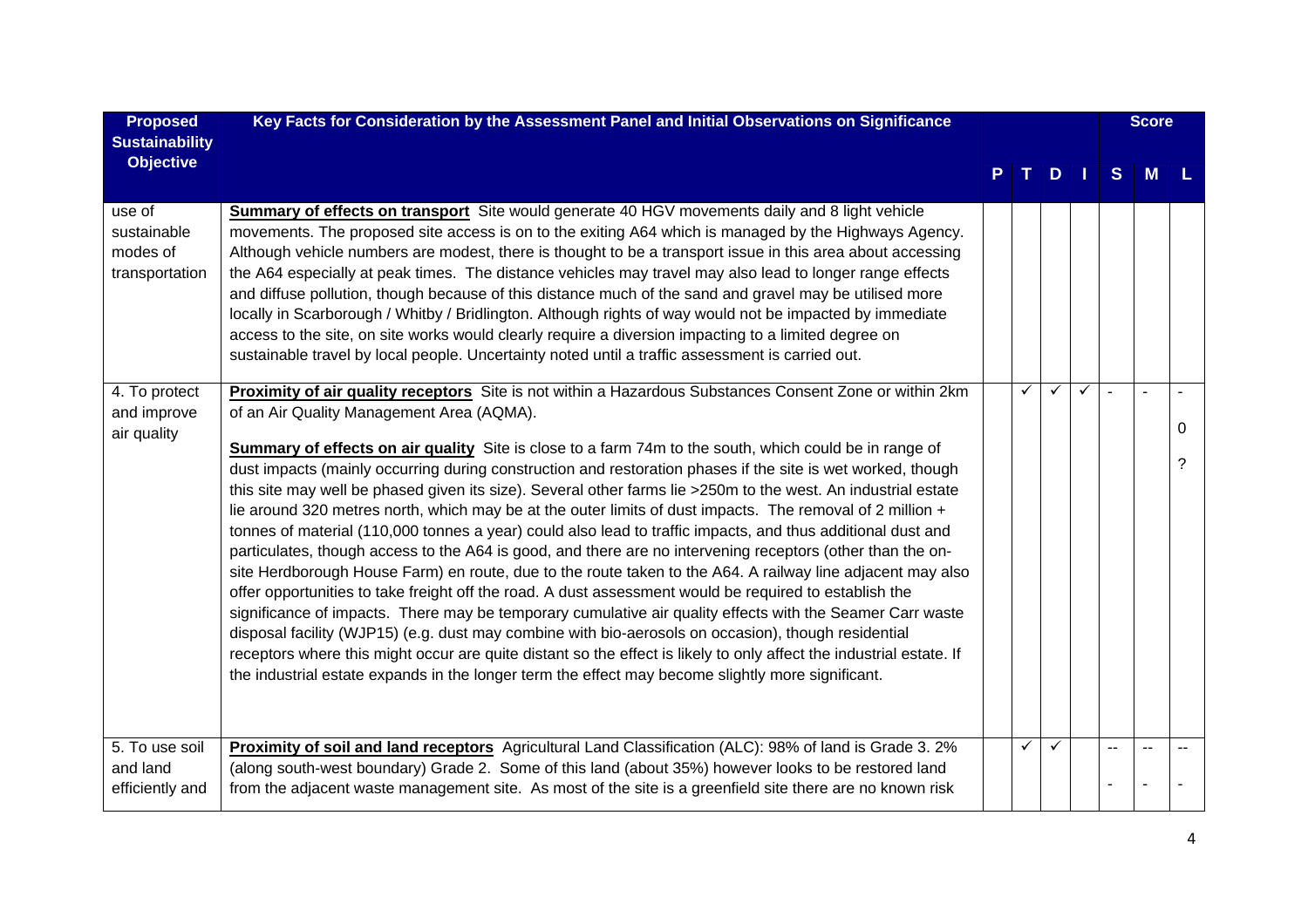| Proposed Sustainability Objective | Key Facts for Consideration by the Assessment Panel and Initial Observations on Significance | P | T | D | I | Score S | Score M | Score L |
|---|---|---|---|---|---|---|---|---|
| use of sustainable modes of transportation | **Summary of effects on transport** Site would generate 40 HGV movements daily and 8 light vehicle movements. The proposed site access is on to the exiting A64 which is managed by the Highways Agency. Although vehicle numbers are modest, there is thought to be a transport issue in this area about accessing the A64 especially at peak times. The distance vehicles may travel may also lead to longer range effects and diffuse pollution, though because of this distance much of the sand and gravel may be utilised more locally in Scarborough / Whitby / Bridlington. Although rights of way would not be impacted by immediate access to the site, on site works would clearly require a diversion impacting to a limited degree on sustainable travel by local people. Uncertainty noted until a traffic assessment is carried out. | | | | | | | |
| 4. To protect and improve air quality | **Proximity of air quality receptors** Site is not within a Hazardous Substances Consent Zone or within 2km of an Air Quality Management Area (AQMA).<br><br>**Summary of effects on air quality** Site is close to a farm 74m to the south, which could be in range of dust impacts (mainly occurring during construction and restoration phases if the site is wet worked, though this site may well be phased given its size). Several other farms lie >250m to the west. An industrial estate lie around 320 metres north, which may be at the outer limits of dust impacts. The removal of 2 million + tonnes of material (110,000 tonnes a year) could also lead to traffic impacts, and thus additional dust and particulates, though access to the A64 is good, and there are no intervening receptors (other than the on-site Herdborough House Farm) en route, due to the route taken to the A64. A railway line adjacent may also offer opportunities to take freight off the road. A dust assessment would be required to establish the significance of impacts. There may be temporary cumulative air quality effects with the Seamer Carr waste disposal facility (WJP15) (e.g. dust may combine with bio-aerosols on occasion), though residential receptors where this might occur are quite distant so the effect is likely to only affect the industrial estate. If the industrial estate expands in the longer term the effect may become slightly more significant. | | ✓ | ✓ | ✓ | - | - | -<br>0<br>? |
| 5. To use soil and land efficiently and | **Proximity of soil and land receptors** Agricultural Land Classification (ALC): 98% of land is Grade 3. 2% (along south-west boundary) Grade 2. Some of this land (about 35%) however looks to be restored land from the adjacent waste management site. As most of the site is a greenfield site there are no known risk | | ✓ | ✓ | | --<br>- | --<br>- | --<br>- |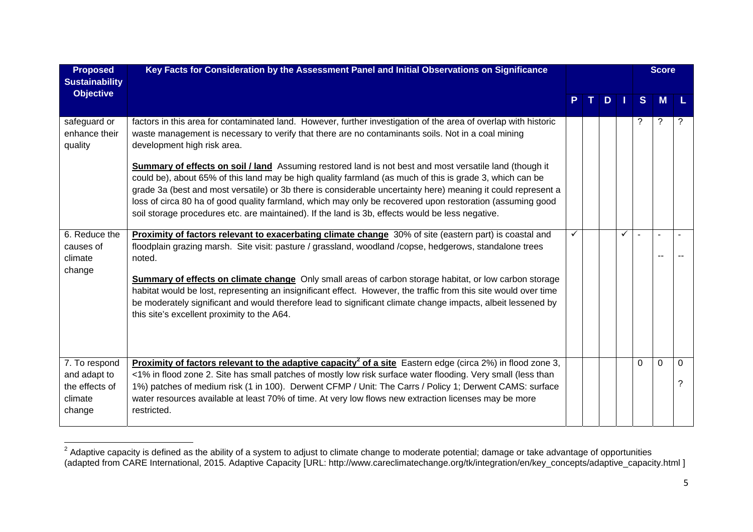| Proposed Sustainability Objective | Key Facts for Consideration by the Assessment Panel and Initial Observations on Significance | P | T | D | I | Score S | Score M | Score L |
|---|---|---|---|---|---|---|---|---|
| safeguard or enhance their quality | factors in this area for contaminated land. However, further investigation of the area of overlap with historic waste management is necessary to verify that there are no contaminants soils. Not in a coal mining development high risk area.<br><br>**Summary of effects on soil / land** Assuming restored land is not best and most versatile land (though it could be), about 65% of this land may be high quality farmland (as much of this is grade 3, which can be grade 3a (best and most versatile) or 3b there is considerable uncertainty here) meaning it could represent a loss of circa 80 ha of good quality farmland, which may only be recovered upon restoration (assuming good soil storage procedures etc. are maintained). If the land is 3b, effects would be less negative. | | | | | ? | ? | ? |
| 6. Reduce the causes of climate change | **Proximity of factors relevant to exacerbating climate change** 30% of site (eastern part) is coastal and floodplain grazing marsh. Site visit: pasture / grassland, woodland /copse, hedgerows, standalone trees noted.<br><br>**Summary of effects on climate change** Only small areas of carbon storage habitat, or low carbon storage habitat would be lost, representing an insignificant effect. However, the traffic from this site would over time be moderately significant and would therefore lead to significant climate change impacts, albeit lessened by this site's excellent proximity to the A64. | ✓ | | | ✓ | - | -<br>-- | -<br>-- |
| 7. To respond and adapt to the effects of climate change | **Proximity of factors relevant to the adaptive capacity[2] of a site** Eastern edge (circa 2%) in flood zone 3, <1% in flood zone 2. Site has small patches of mostly low risk surface water flooding. Very small (less than 1%) patches of medium risk (1 in 100). Derwent CFMP / Unit: The Carrs / Policy 1; Derwent CAMS: surface water resources available at least 70% of time. At very low flows new extraction licenses may be more restricted. | | | | | 0 | 0 | 0<br>? |

[2] Adaptive capacity is defined as the ability of a system to adjust to climate change to moderate potential; damage or take advantage of opportunities (adapted from CARE International, 2015. Adaptive Capacity [URL: http://www.careclimatechange.org/tk/integration/en/key_concepts/adaptive_capacity.html ]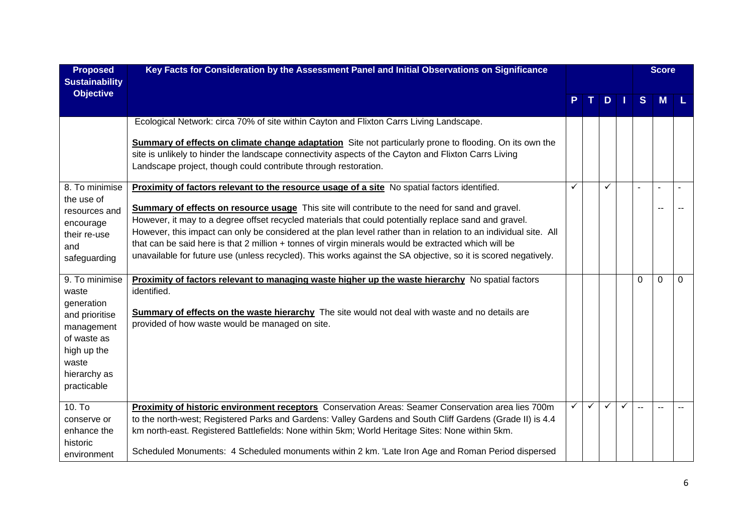| Proposed Sustainability Objective | Key Facts for Consideration by the Assessment Panel and Initial Observations on Significance | | | | | Score | | |
|---|---|---|---|---|---|---|---|---|
| | | P | T | D | I | S | M | L |
| | Ecological Network: circa 70% of site within Cayton and Flixton Carrs Living Landscape.<br><br>**Summary of effects on climate change adaptation** Site not particularly prone to flooding. On its own the site is unlikely to hinder the landscape connectivity aspects of the Cayton and Flixton Carrs Living Landscape project, though could contribute through restoration. | | | | | | | |
| 8. To minimise the use of resources and encourage their re-use and safeguarding | **Proximity of factors relevant to the resource usage of a site** No spatial factors identified.<br><br>**Summary of effects on resource usage** This site will contribute to the need for sand and gravel. However, it may to a degree offset recycled materials that could potentially replace sand and gravel. However, this impact can only be considered at the plan level rather than in relation to an individual site. All that can be said here is that 2 million + tonnes of virgin minerals would be extracted which will be unavailable for future use (unless recycled). This works against the SA objective, so it is scored negatively. | ✓ | | ✓ | | - | -<br><br>-- | -<br><br>-- |
| 9. To minimise waste generation and prioritise management of waste as high up the waste hierarchy as practicable | **Proximity of factors relevant to managing waste higher up the waste hierarchy** No spatial factors identified.<br><br>**Summary of effects on the waste hierarchy** The site would not deal with waste and no details are provided of how waste would be managed on site. | | | | | 0 | 0 | 0 |
| 10. To conserve or enhance the historic environment | **Proximity of historic environment receptors** Conservation Areas: Seamer Conservation area lies 700m to the north-west; Registered Parks and Gardens: Valley Gardens and South Cliff Gardens (Grade II) is 4.4 km north-east. Registered Battlefields: None within 5km; World Heritage Sites: None within 5km.<br><br>Scheduled Monuments: 4 Scheduled monuments within 2 km. 'Late Iron Age and Roman Period dispersed | ✓ | ✓ | ✓ | ✓ | -- | -- | -- |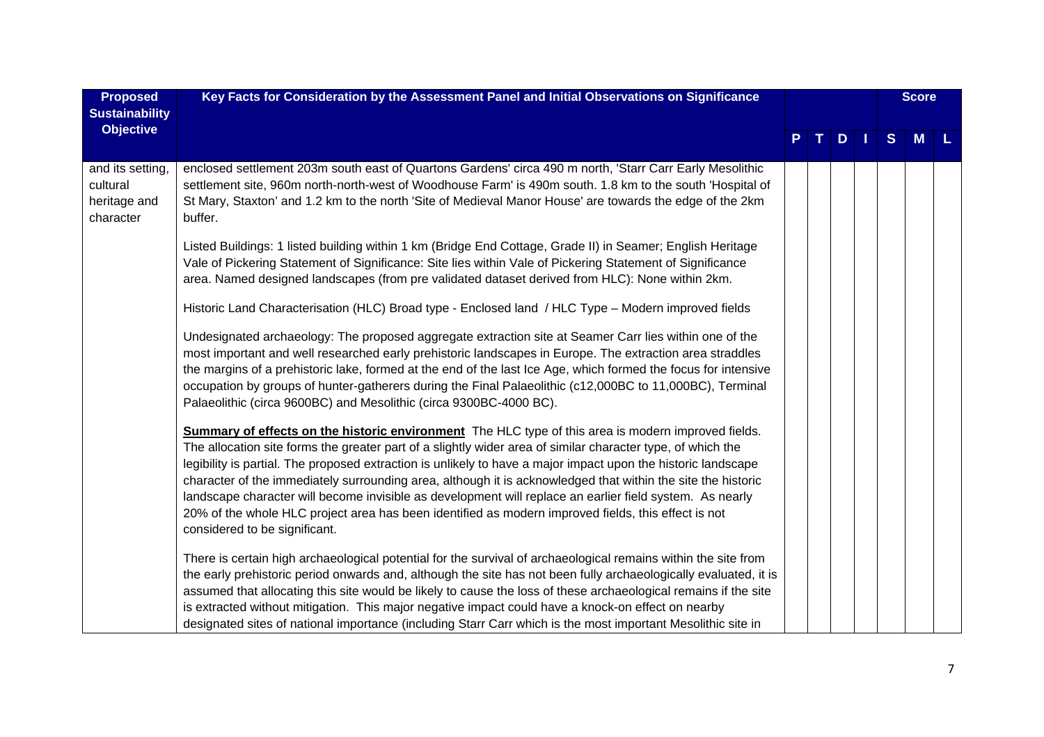| Proposed Sustainability Objective | Key Facts for Consideration by the Assessment Panel and Initial Observations on Significance | P | T | D | I | Score S | M | L |
|---|---|---|---|---|---|---|---|---|
| and its setting, cultural heritage and character | enclosed settlement 203m south east of Quartons Gardens' circa 490 m north, 'Starr Carr Early Mesolithic settlement site, 960m north-north-west of Woodhouse Farm' is 490m south. 1.8 km to the south 'Hospital of St Mary, Staxton' and 1.2 km to the north 'Site of Medieval Manor House' are towards the edge of the 2km buffer.<br><br>Listed Buildings: 1 listed building within 1 km (Bridge End Cottage, Grade II) in Seamer; English Heritage Vale of Pickering Statement of Significance: Site lies within Vale of Pickering Statement of Significance area. Named designed landscapes (from pre validated dataset derived from HLC): None within 2km.<br><br>Historic Land Characterisation (HLC) Broad type - Enclosed land / HLC Type – Modern improved fields<br><br>Undesignated archaeology: The proposed aggregate extraction site at Seamer Carr lies within one of the most important and well researched early prehistoric landscapes in Europe. The extraction area straddles the margins of a prehistoric lake, formed at the end of the last Ice Age, which formed the focus for intensive occupation by groups of hunter-gatherers during the Final Palaeolithic (c12,000BC to 11,000BC), Terminal Palaeolithic (circa 9600BC) and Mesolithic (circa 9300BC-4000 BC).<br><br>**Summary of effects on the historic environment** The HLC type of this area is modern improved fields. The allocation site forms the greater part of a slightly wider area of similar character type, of which the legibility is partial. The proposed extraction is unlikely to have a major impact upon the historic landscape character of the immediately surrounding area, although it is acknowledged that within the site the historic landscape character will become invisible as development will replace an earlier field system. As nearly 20% of the whole HLC project area has been identified as modern improved fields, this effect is not considered to be significant.<br><br>There is certain high archaeological potential for the survival of archaeological remains within the site from the early prehistoric period onwards and, although the site has not been fully archaeologically evaluated, it is assumed that allocating this site would be likely to cause the loss of these archaeological remains if the site is extracted without mitigation. This major negative impact could have a knock-on effect on nearby designated sites of national importance (including Starr Carr which is the most important Mesolithic site in | | | | | | | |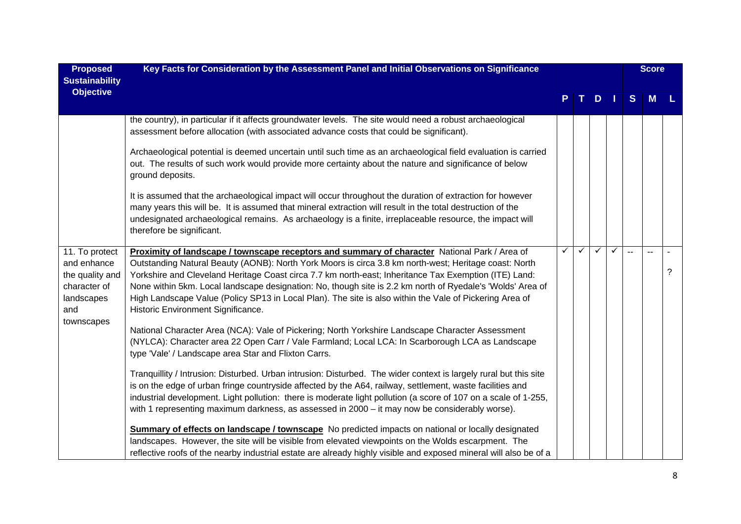| Proposed Sustainability Objective | Key Facts for Consideration by the Assessment Panel and Initial Observations on Significance | P | T | D | I | S | M | L |
|---|---|---|---|---|---|---|---|---|
| | the country), in particular if it affects groundwater levels. The site would need a robust archaeological assessment before allocation (with associated advance costs that could be significant).<br><br>Archaeological potential is deemed uncertain until such time as an archaeological field evaluation is carried out. The results of such work would provide more certainty about the nature and significance of below ground deposits.<br><br>It is assumed that the archaeological impact will occur throughout the duration of extraction for however many years this will be. It is assumed that mineral extraction will result in the total destruction of the undesignated archaeological remains. As archaeology is a finite, irreplaceable resource, the impact will therefore be significant. | | | | | | | |
| 11. To protect and enhance the quality and character of landscapes and townscapes | **Proximity of landscape / townscape receptors and summary of character** National Park / Area of Outstanding Natural Beauty (AONB): North York Moors is circa 3.8 km north-west; Heritage coast: North Yorkshire and Cleveland Heritage Coast circa 7.7 km north-east; Inheritance Tax Exemption (ITE) Land: None within 5km. Local landscape designation: No, though site is 2.2 km north of Ryedale's 'Wolds' Area of High Landscape Value (Policy SP13 in Local Plan). The site is also within the Vale of Pickering Area of Historic Environment Significance.<br><br>National Character Area (NCA): Vale of Pickering; North Yorkshire Landscape Character Assessment (NYLCA): Character area 22 Open Carr / Vale Farmland; Local LCA: In Scarborough LCA as Landscape type 'Vale' / Landscape area Star and Flixton Carrs.<br><br>Tranquillity / Intrusion: Disturbed. Urban intrusion: Disturbed. The wider context is largely rural but this site is on the edge of urban fringe countryside affected by the A64, railway, settlement, waste facilities and industrial development. Light pollution: there is moderate light pollution (a score of 107 on a scale of 1-255, with 1 representing maximum darkness, as assessed in 2000 – it may now be considerably worse).<br><br>**Summary of effects on landscape / townscape** No predicted impacts on national or locally designated landscapes. However, the site will be visible from elevated viewpoints on the Wolds escarpment. The reflective roofs of the nearby industrial estate are already highly visible and exposed mineral will also be of a | ✓ | ✓ | ✓ | ✓ | -- | -- | -<br>? |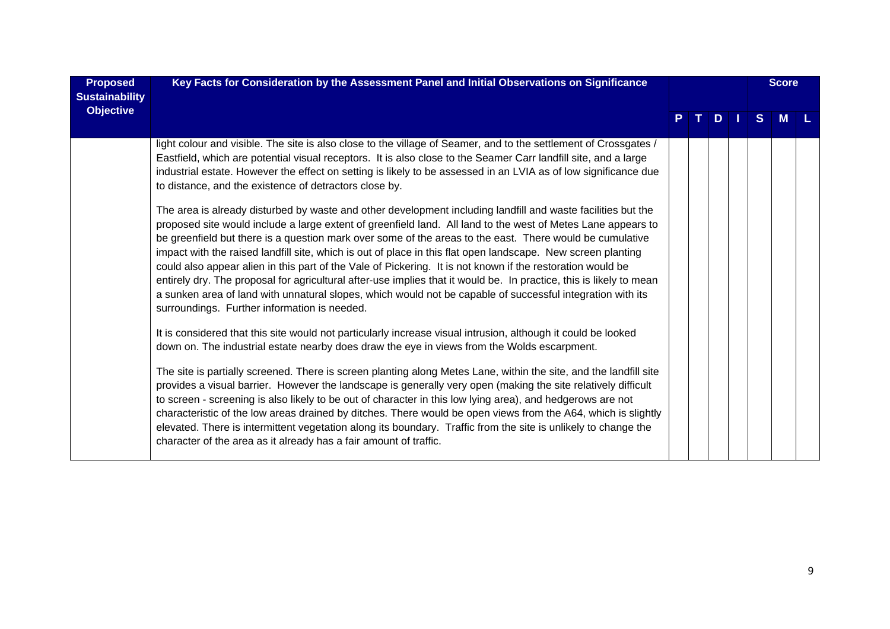| Proposed Sustainability Objective | Key Facts for Consideration by the Assessment Panel and Initial Observations on Significance | P | T | D | I | S | M | L |
|---|---|---|---|---|---|---|---|---|
| | light colour and visible. The site is also close to the village of Seamer, and to the settlement of Crossgates / Eastfield, which are potential visual receptors. It is also close to the Seamer Carr landfill site, and a large industrial estate. However the effect on setting is likely to be assessed in an LVIA as of low significance due to distance, and the existence of detractors close by.<br><br>The area is already disturbed by waste and other development including landfill and waste facilities but the proposed site would include a large extent of greenfield land. All land to the west of Metes Lane appears to be greenfield but there is a question mark over some of the areas to the east. There would be cumulative impact with the raised landfill site, which is out of place in this flat open landscape. New screen planting could also appear alien in this part of the Vale of Pickering. It is not known if the restoration would be entirely dry. The proposal for agricultural after-use implies that it would be. In practice, this is likely to mean a sunken area of land with unnatural slopes, which would not be capable of successful integration with its surroundings. Further information is needed.<br><br>It is considered that this site would not particularly increase visual intrusion, although it could be looked down on. The industrial estate nearby does draw the eye in views from the Wolds escarpment.<br><br>The site is partially screened. There is screen planting along Metes Lane, within the site, and the landfill site provides a visual barrier. However the landscape is generally very open (making the site relatively difficult to screen - screening is also likely to be out of character in this low lying area), and hedgerows are not characteristic of the low areas drained by ditches. There would be open views from the A64, which is slightly elevated. There is intermittent vegetation along its boundary. Traffic from the site is unlikely to change the character of the area as it already has a fair amount of traffic. | | | | | | | |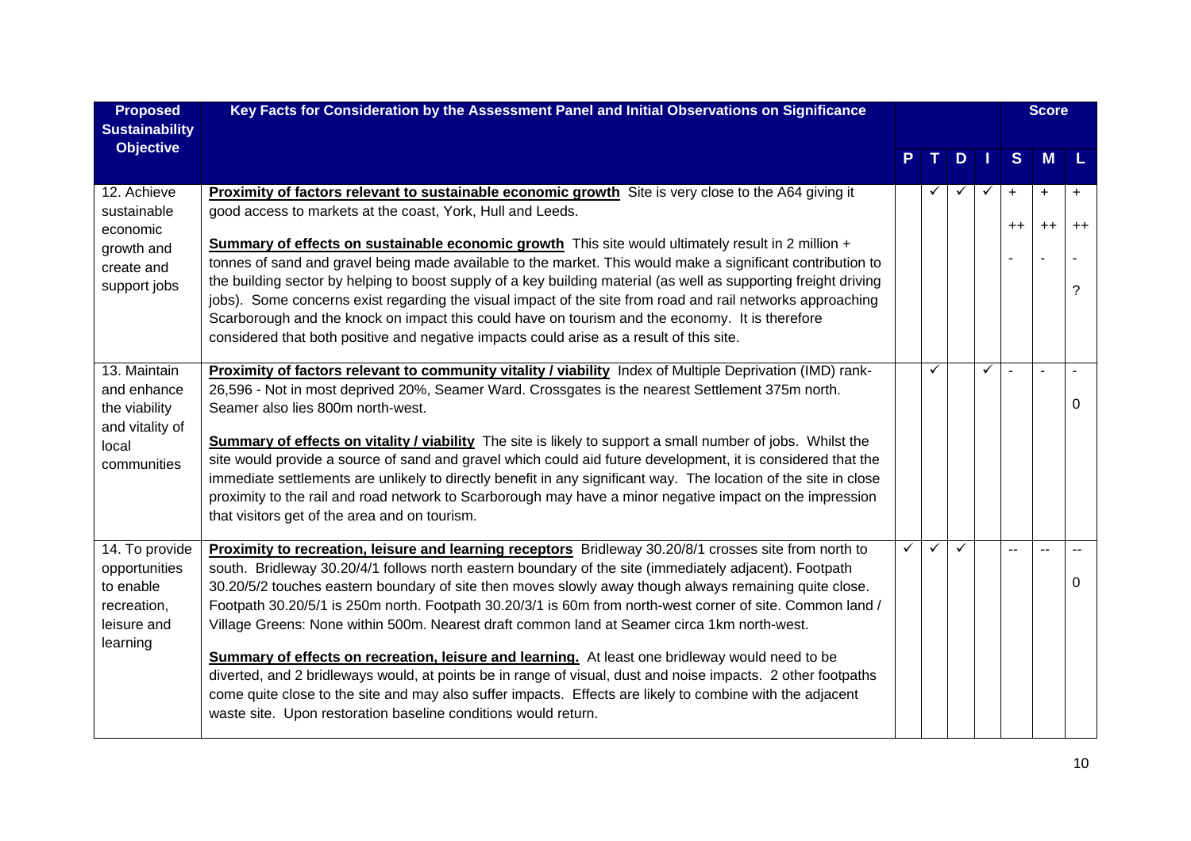| Proposed Sustainability Objective | Key Facts for Consideration by the Assessment Panel and Initial Observations on Significance | P | T | D | I | Score S | Score M | Score L |
|---|---|---|---|---|---|---|---|---|
| 12. Achieve sustainable economic growth and create and support jobs | **Proximity of factors relevant to sustainable economic growth** Site is very close to the A64 giving it good access to markets at the coast, York, Hull and Leeds.<br><br>**Summary of effects on sustainable economic growth** This site would ultimately result in 2 million + tonnes of sand and gravel being made available to the market. This would make a significant contribution to the building sector by helping to boost supply of a key building material (as well as supporting freight driving jobs). Some concerns exist regarding the visual impact of the site from road and rail networks approaching Scarborough and the knock on impact this could have on tourism and the economy. It is therefore considered that both positive and negative impacts could arise as a result of this site. | | ✓ | ✓ | ✓ | +<br>++<br>- | +<br>++<br>- | +<br>++<br>-<br>? |
| 13. Maintain and enhance the viability and vitality of local communities | **Proximity of factors relevant to community vitality / viability** Index of Multiple Deprivation (IMD) rank-26,596 - Not in most deprived 20%, Seamer Ward. Crossgates is the nearest Settlement 375m north. Seamer also lies 800m north-west.<br><br>**Summary of effects on vitality / viability** The site is likely to support a small number of jobs. Whilst the site would provide a source of sand and gravel which could aid future development, it is considered that the immediate settlements are unlikely to directly benefit in any significant way. The location of the site in close proximity to the rail and road network to Scarborough may have a minor negative impact on the impression that visitors get of the area and on tourism. | | ✓ | | ✓ | - | - | -<br>0 |
| 14. To provide opportunities to enable recreation, leisure and learning | **Proximity to recreation, leisure and learning receptors** Bridleway 30.20/8/1 crosses site from north to south. Bridleway 30.20/4/1 follows north eastern boundary of the site (immediately adjacent). Footpath 30.20/5/2 touches eastern boundary of site then moves slowly away though always remaining quite close. Footpath 30.20/5/1 is 250m north. Footpath 30.20/3/1 is 60m from north-west corner of site. Common land / Village Greens: None within 500m. Nearest draft common land at Seamer circa 1km north-west.<br><br>**Summary of effects on recreation, leisure and learning.** At least one bridleway would need to be diverted, and 2 bridleways would, at points be in range of visual, dust and noise impacts. 2 other footpaths come quite close to the site and may also suffer impacts. Effects are likely to combine with the adjacent waste site. Upon restoration baseline conditions would return. | ✓ | ✓ | ✓ | | -- | -- | --<br>0 |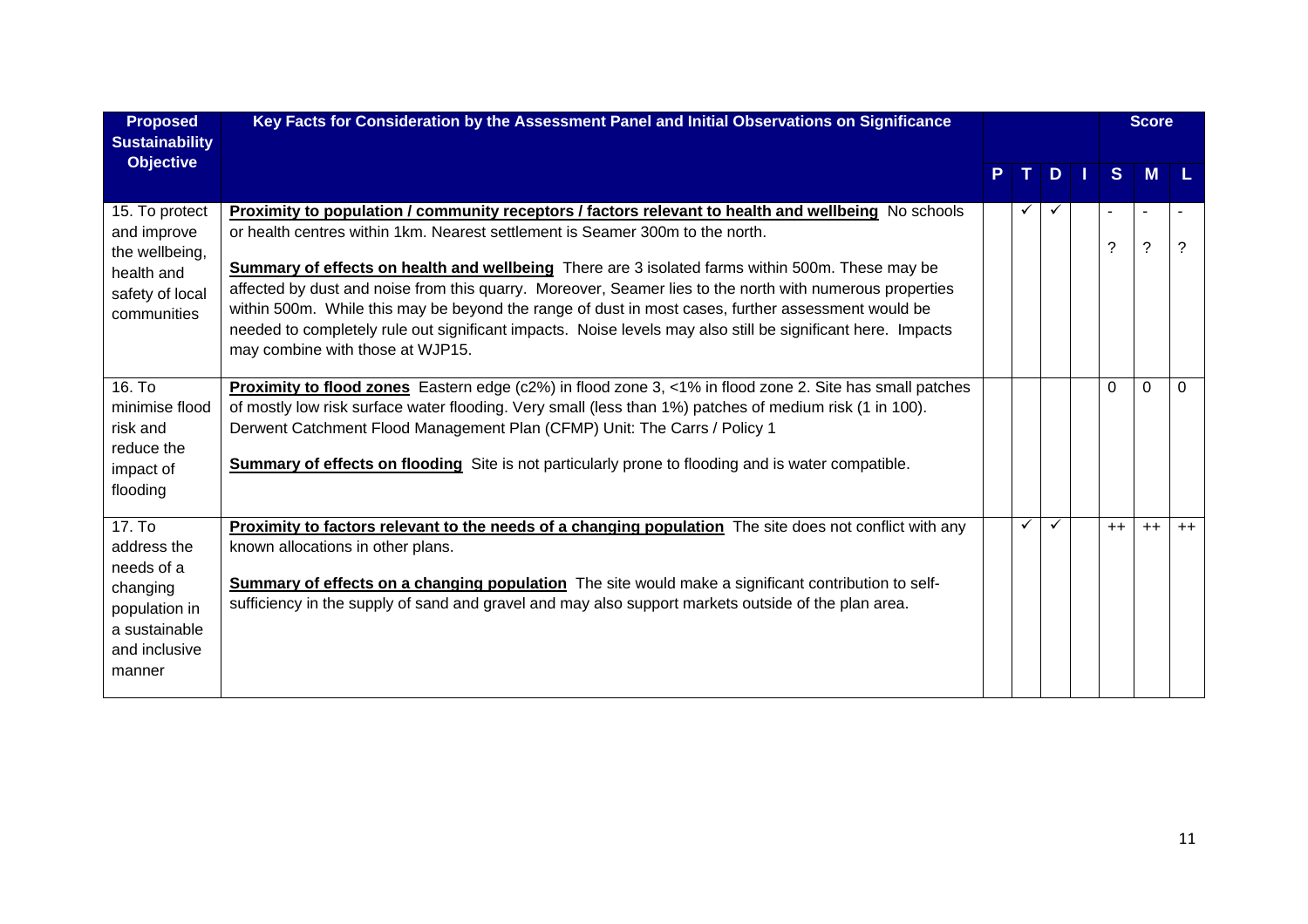| Proposed Sustainability Objective | Key Facts for Consideration by the Assessment Panel and Initial Observations on Significance | P | T | D | I | Score S | Score M | Score L |
|---|---|---|---|---|---|---|---|---|
| 15. To protect and improve the wellbeing, health and safety of local communities | **Proximity to population / community receptors / factors relevant to health and wellbeing** No schools or health centres within 1km. Nearest settlement is Seamer 300m to the north.<br><br>**Summary of effects on health and wellbeing** There are 3 isolated farms within 500m. These may be affected by dust and noise from this quarry. Moreover, Seamer lies to the north with numerous properties within 500m. While this may be beyond the range of dust in most cases, further assessment would be needed to completely rule out significant impacts. Noise levels may also still be significant here. Impacts may combine with those at WJP15. | | ✓ | ✓ | | -<br>? | -<br>? | -<br>? |
| 16. To minimise flood risk and reduce the impact of flooding | **Proximity to flood zones** Eastern edge (c2%) in flood zone 3, <1% in flood zone 2. Site has small patches of mostly low risk surface water flooding. Very small (less than 1%) patches of medium risk (1 in 100). Derwent Catchment Flood Management Plan (CFMP) Unit: The Carrs / Policy 1<br><br>**Summary of effects on flooding** Site is not particularly prone to flooding and is water compatible. | | | | | 0 | 0 | 0 |
| 17. To address the needs of a changing population in a sustainable and inclusive manner | **Proximity to factors relevant to the needs of a changing population** The site does not conflict with any known allocations in other plans.<br><br>**Summary of effects on a changing population** The site would make a significant contribution to self-sufficiency in the supply of sand and gravel and may also support markets outside of the plan area. | | ✓ | ✓ | | ++ | ++ | ++ |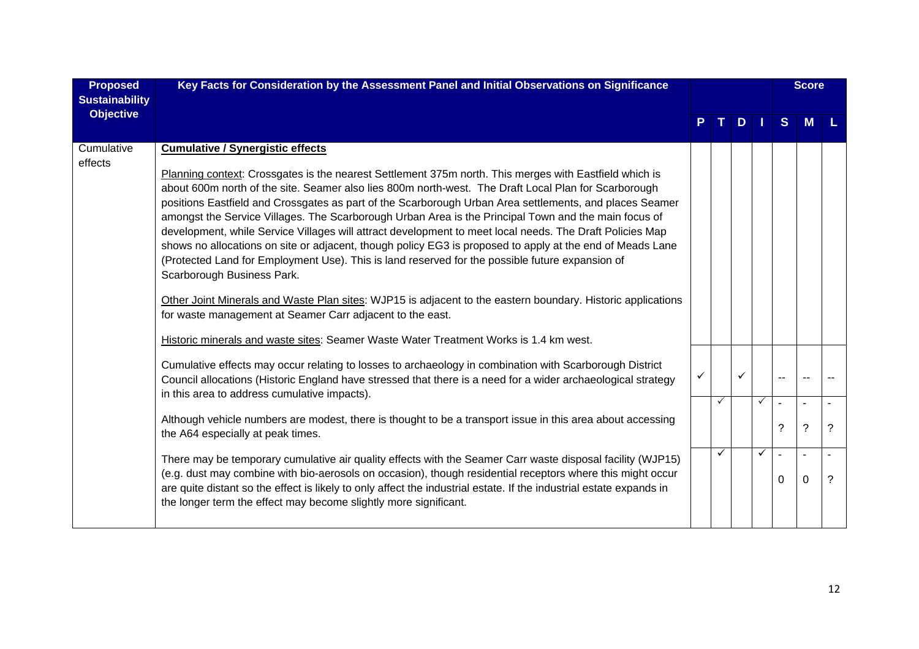| Proposed Sustainability Objective | Key Facts for Consideration by the Assessment Panel and Initial Observations on Significance | P | T | D | I | S | M | L |
|---|---|---|---|---|---|---|---|---|
| Cumulative effects | **Cumulative / Synergistic effects**<br><br>Planning context: Crossgates is the nearest Settlement 375m north. This merges with Eastfield which is about 600m north of the site. Seamer also lies 800m north-west. The Draft Local Plan for Scarborough positions Eastfield and Crossgates as part of the Scarborough Urban Area settlements, and places Seamer amongst the Service Villages. The Scarborough Urban Area is the Principal Town and the main focus of development, while Service Villages will attract development to meet local needs. The Draft Policies Map shows no allocations on site or adjacent, though policy EG3 is proposed to apply at the end of Meads Lane (Protected Land for Employment Use). This is land reserved for the possible future expansion of Scarborough Business Park.<br><br>Other Joint Minerals and Waste Plan sites: WJP15 is adjacent to the eastern boundary. Historic applications for waste management at Seamer Carr adjacent to the east.<br><br>Historic minerals and waste sites: Seamer Waste Water Treatment Works is 1.4 km west. | | | | | | | |
| | Cumulative effects may occur relating to losses to archaeology in combination with Scarborough District Council allocations (Historic England have stressed that there is a need for a wider archaeological strategy in this area to address cumulative impacts). | ✓ | | ✓ | | -- | -- | -- |
| | Although vehicle numbers are modest, there is thought to be a transport issue in this area about accessing the A64 especially at peak times. | | ✓ | | ✓ | -<br>? | -<br>? | -<br>? |
| | There may be temporary cumulative air quality effects with the Seamer Carr waste disposal facility (WJP15) (e.g. dust may combine with bio-aerosols on occasion), though residential receptors where this might occur are quite distant so the effect is likely to only affect the industrial estate. If the industrial estate expands in the longer term the effect may become slightly more significant. | | ✓ | | ✓ | -<br>0 | -<br>0 | -<br>? |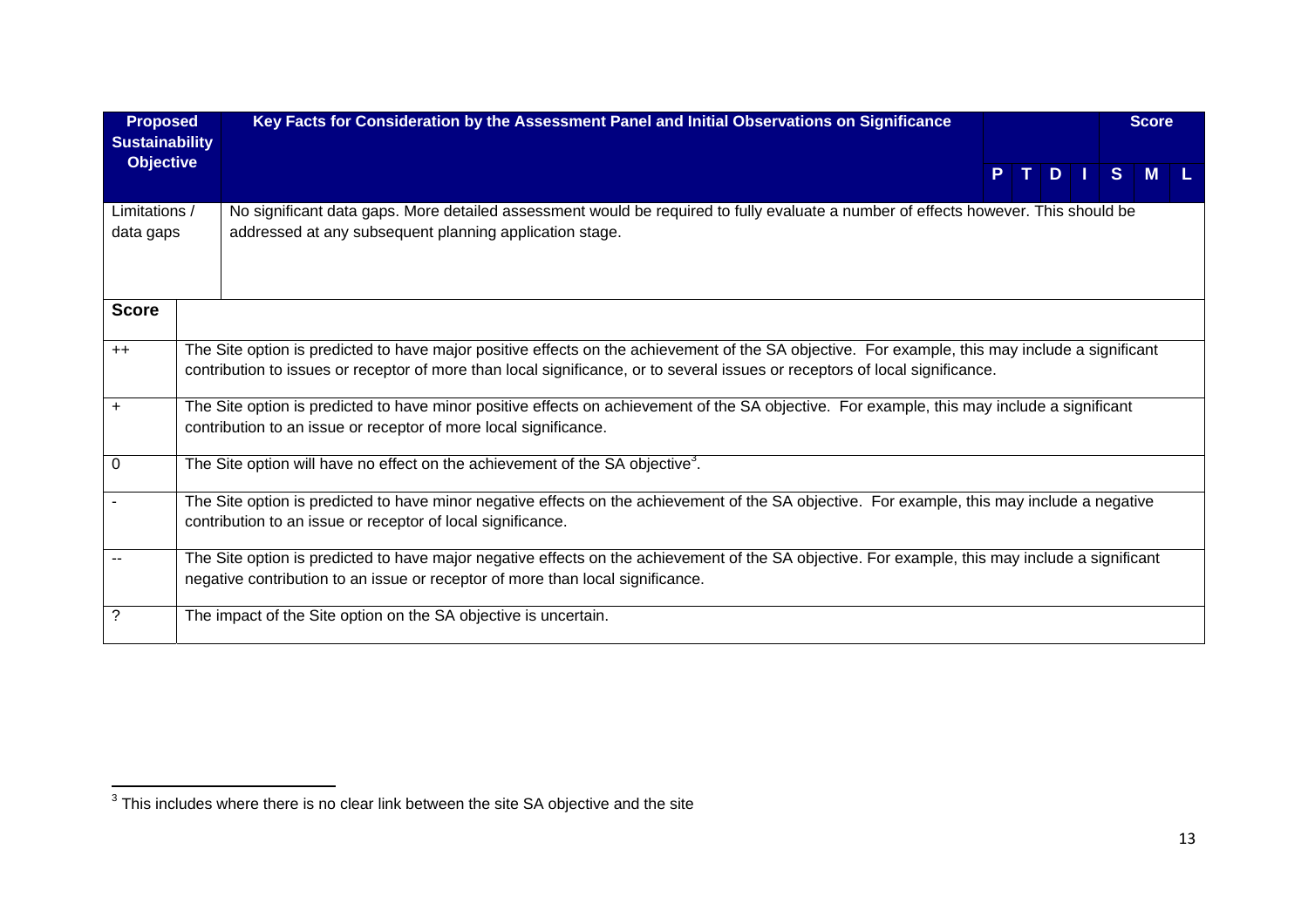| Proposed Sustainability Objective | Key Facts for Consideration by the Assessment Panel and Initial Observations on Significance | P | T | D | I | S | M | L |
|---|---|---|---|---|---|---|---|---|
| Limitations / data gaps | No significant data gaps. More detailed assessment would be required to fully evaluate a number of effects however. This should be addressed at any subsequent planning application stage. | | | | | | | |

Score columns: S, M, L.

| Score | |
|---|---|
| ++ | The Site option is predicted to have major positive effects on the achievement of the SA objective. For example, this may include a significant contribution to issues or receptor of more than local significance, or to several issues or receptors of local significance. |
| + | The Site option is predicted to have minor positive effects on achievement of the SA objective. For example, this may include a significant contribution to an issue or receptor of more local significance. |
| 0 | The Site option will have no effect on the achievement of the SA objective[3]. |
| - | The Site option is predicted to have minor negative effects on the achievement of the SA objective. For example, this may include a negative contribution to an issue or receptor of local significance. |
| -- | The Site option is predicted to have major negative effects on the achievement of the SA objective. For example, this may include a significant negative contribution to an issue or receptor of more than local significance. |
| ? | The impact of the Site option on the SA objective is uncertain. |

[3] This includes where there is no clear link between the site SA objective and the site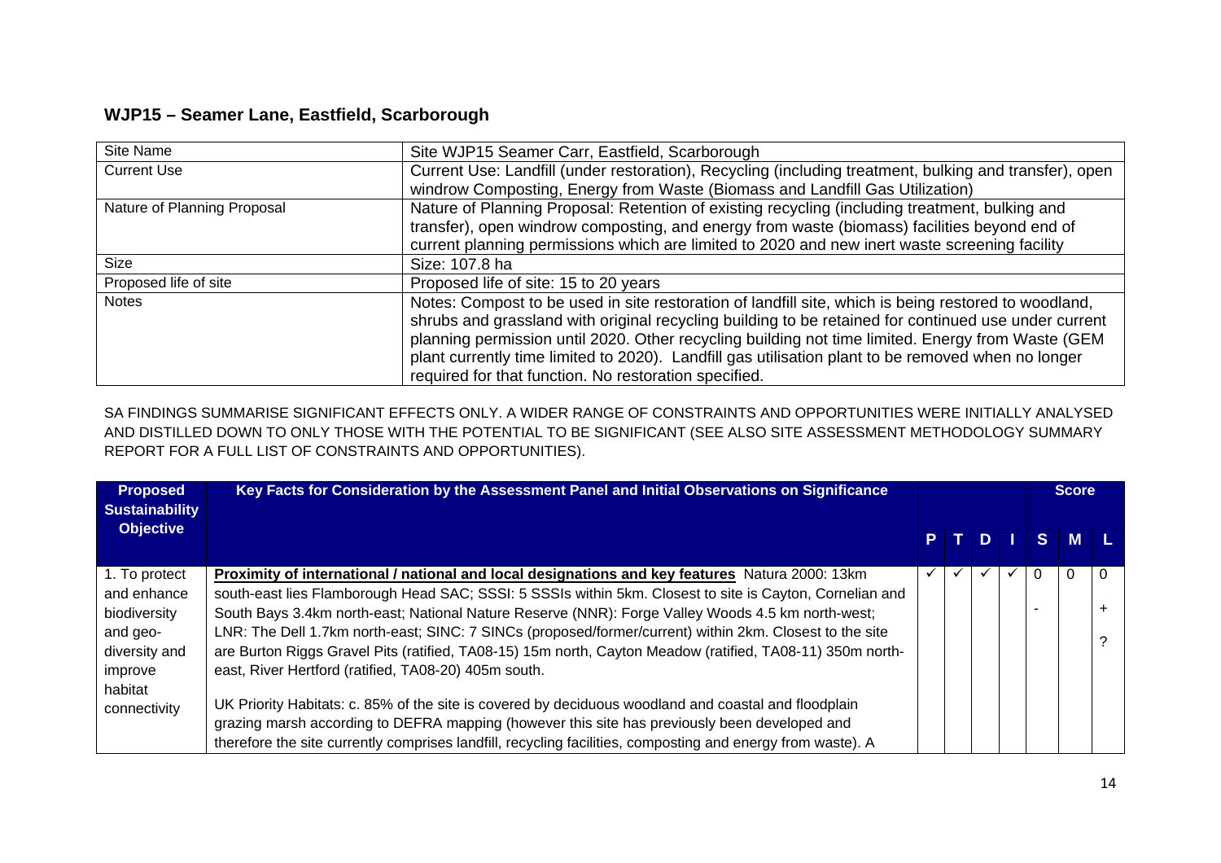## WJP15 – Seamer Lane, Eastfield, Scarborough

| Site Name | Site WJP15 Seamer Carr, Eastfield, Scarborough |
|---|---|
| Current Use | Current Use: Landfill (under restoration), Recycling (including treatment, bulking and transfer), open windrow Composting, Energy from Waste (Biomass and Landfill Gas Utilization) |
| Nature of Planning Proposal | Nature of Planning Proposal: Retention of existing recycling (including treatment, bulking and transfer), open windrow composting, and energy from waste (biomass) facilities beyond end of current planning permissions which are limited to 2020 and new inert waste screening facility |
| Size | Size: 107.8 ha |
| Proposed life of site | Proposed life of site: 15 to 20 years |
| Notes | Notes: Compost to be used in site restoration of landfill site, which is being restored to woodland, shrubs and grassland with original recycling building to be retained for continued use under current planning permission until 2020. Other recycling building not time limited. Energy from Waste (GEM plant currently time limited to 2020). Landfill gas utilisation plant to be removed when no longer required for that function. No restoration specified. |

SA FINDINGS SUMMARISE SIGNIFICANT EFFECTS ONLY. A WIDER RANGE OF CONSTRAINTS AND OPPORTUNITIES WERE INITIALLY ANALYSED AND DISTILLED DOWN TO ONLY THOSE WITH THE POTENTIAL TO BE SIGNIFICANT (SEE ALSO SITE ASSESSMENT METHODOLOGY SUMMARY REPORT FOR A FULL LIST OF CONSTRAINTS AND OPPORTUNITIES).

| Proposed Sustainability Objective | Key Facts for Consideration by the Assessment Panel and Initial Observations on Significance | | | | | Score | | |
|---|---|---|---|---|---|---|---|---|
| | | P | T | D | I | S | M | L |
| 1. To protect and enhance biodiversity and geo-diversity and improve habitat connectivity | **Proximity of international / national and local designations and key features** Natura 2000: 13km south-east lies Flamborough Head SAC; SSSI: 5 SSSIs within 5km. Closest to site is Cayton, Cornelian and South Bays 3.4km north-east; National Nature Reserve (NNR): Forge Valley Woods 4.5 km north-west; LNR: The Dell 1.7km north-east; SINC: 7 SINCs (proposed/former/current) within 2km. Closest to the site are Burton Riggs Gravel Pits (ratified, TA08-15) 15m north, Cayton Meadow (ratified, TA08-11) 350m north-east, River Hertford (ratified, TA08-20) 405m south.<br><br>UK Priority Habitats: c. 85% of the site is covered by deciduous woodland and coastal and floodplain grazing marsh according to DEFRA mapping (however this site has previously been developed and therefore the site currently comprises landfill, recycling facilities, composting and energy from waste). A | ✓ | ✓ | ✓ | ✓ | 0<br>- | 0 | 0<br>+<br>? |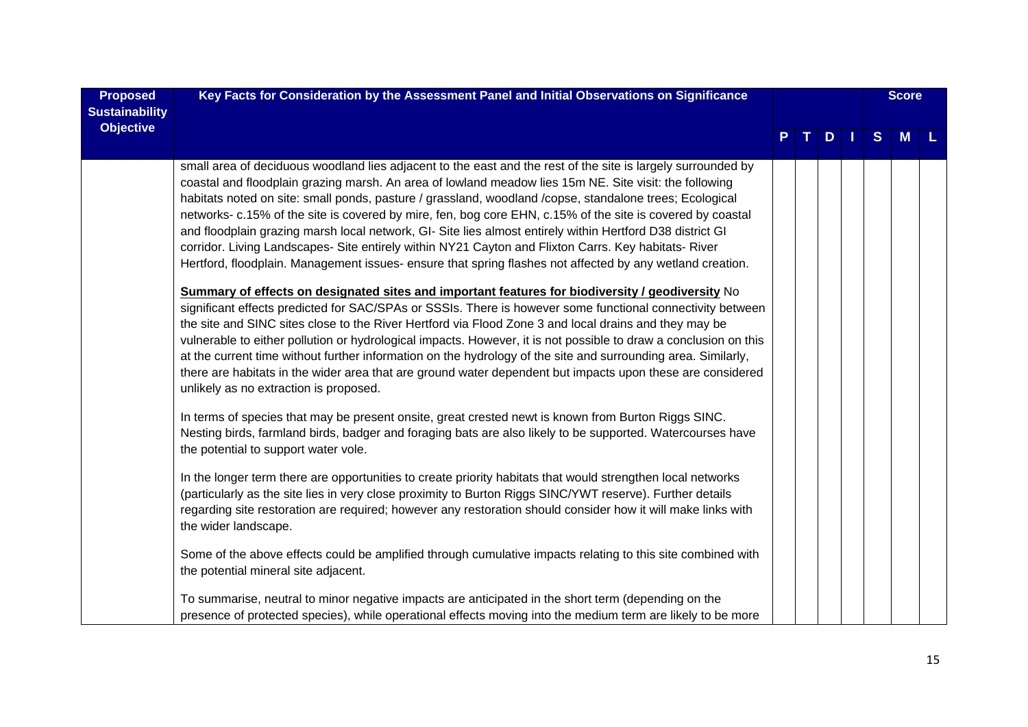| Proposed Sustainability Objective | Key Facts for Consideration by the Assessment Panel and Initial Observations on Significance | P | T | D | I | S | M | L |
|---|---|---|---|---|---|---|---|---|
| | small area of deciduous woodland lies adjacent to the east and the rest of the site is largely surrounded by coastal and floodplain grazing marsh. An area of lowland meadow lies 15m NE. Site visit: the following habitats noted on site: small ponds, pasture / grassland, woodland /copse, standalone trees; Ecological networks- c.15% of the site is covered by mire, fen, bog core EHN, c.15% of the site is covered by coastal and floodplain grazing marsh local network, GI- Site lies almost entirely within Hertford D38 district GI corridor. Living Landscapes- Site entirely within NY21 Cayton and Flixton Carrs. Key habitats- River Hertford, floodplain. Management issues- ensure that spring flashes not affected by any wetland creation.<br><br>**<u>Summary of effects on designated sites and important features for biodiversity / geodiversity</u>** No significant effects predicted for SAC/SPAs or SSSIs. There is however some functional connectivity between the site and SINC sites close to the River Hertford via Flood Zone 3 and local drains and they may be vulnerable to either pollution or hydrological impacts. However, it is not possible to draw a conclusion on this at the current time without further information on the hydrology of the site and surrounding area. Similarly, there are habitats in the wider area that are ground water dependent but impacts upon these are considered unlikely as no extraction is proposed.<br><br>In terms of species that may be present onsite, great crested newt is known from Burton Riggs SINC. Nesting birds, farmland birds, badger and foraging bats are also likely to be supported. Watercourses have the potential to support water vole.<br><br>In the longer term there are opportunities to create priority habitats that would strengthen local networks (particularly as the site lies in very close proximity to Burton Riggs SINC/YWT reserve). Further details regarding site restoration are required; however any restoration should consider how it will make links with the wider landscape.<br><br>Some of the above effects could be amplified through cumulative impacts relating to this site combined with the potential mineral site adjacent.<br><br>To summarise, neutral to minor negative impacts are anticipated in the short term (depending on the presence of protected species), while operational effects moving into the medium term are likely to be more | | | | | | | |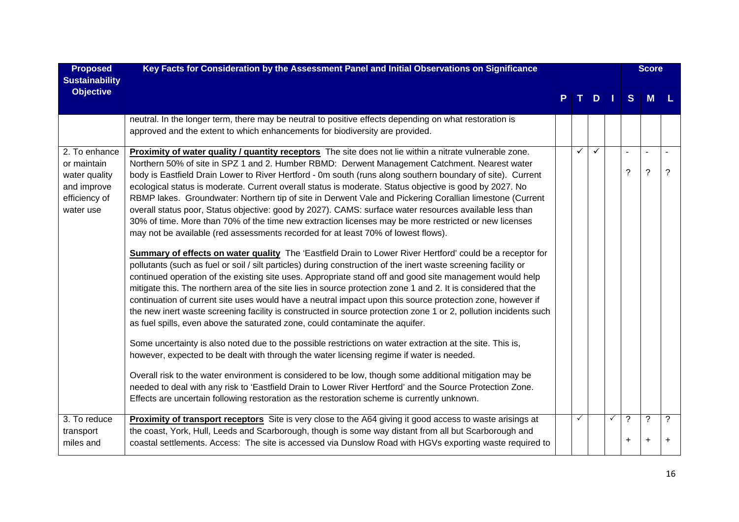| Proposed Sustainability Objective | Key Facts for Consideration by the Assessment Panel and Initial Observations on Significance | P | T | D | I | Score S | M | L |
|---|---|---|---|---|---|---|---|---|
| | neutral. In the longer term, there may be neutral to positive effects depending on what restoration is approved and the extent to which enhancements for biodiversity are provided. | | | | | | | |
| 2. To enhance or maintain water quality and improve efficiency of water use | **Proximity of water quality / quantity receptors** The site does not lie within a nitrate vulnerable zone. Northern 50% of site in SPZ 1 and 2. Humber RBMD: Derwent Management Catchment. Nearest water body is Eastfield Drain Lower to River Hertford - 0m south (runs along southern boundary of site). Current ecological status is moderate. Current overall status is moderate. Status objective is good by 2027. No RBMP lakes. Groundwater: Northern tip of site in Derwent Vale and Pickering Corallian limestone (Current overall status poor, Status objective: good by 2027). CAMS: surface water resources available less than 30% of time. More than 70% of the time new extraction licenses may be more restricted or new licenses may not be available (red assessments recorded for at least 70% of lowest flows).<br><br>**Summary of effects on water quality** The 'Eastfield Drain to Lower River Hertford' could be a receptor for pollutants (such as fuel or soil / silt particles) during construction of the inert waste screening facility or continued operation of the existing site uses. Appropriate stand off and good site management would help mitigate this. The northern area of the site lies in source protection zone 1 and 2. It is considered that the continuation of current site uses would have a neutral impact upon this source protection zone, however if the new inert waste screening facility is constructed in source protection zone 1 or 2, pollution incidents such as fuel spills, even above the saturated zone, could contaminate the aquifer.<br><br>Some uncertainty is also noted due to the possible restrictions on water extraction at the site. This is, however, expected to be dealt with through the water licensing regime if water is needed.<br><br>Overall risk to the water environment is considered to be low, though some additional mitigation may be needed to deal with any risk to 'Eastfield Drain to Lower River Hertford' and the Source Protection Zone. Effects are uncertain following restoration as the restoration scheme is currently unknown. | | ✓ | ✓ | | -<br>? | -<br>? | -<br>? |
| 3. To reduce transport miles and | **Proximity of transport receptors** Site is very close to the A64 giving it good access to waste arisings at the coast, York, Hull, Leeds and Scarborough, though is some way distant from all but Scarborough and coastal settlements. Access: The site is accessed via Dunslow Road with HGVs exporting waste required to | | ✓ | | ✓ | ?<br>+ | ?<br>+ | ?<br>+ |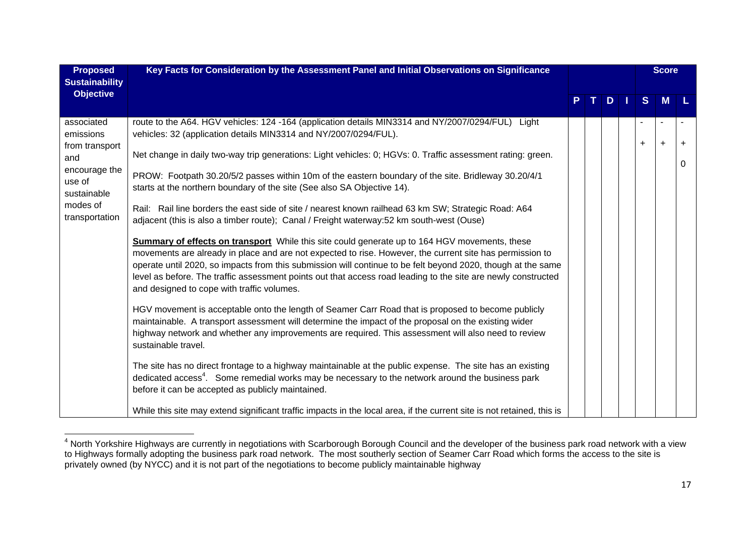| Proposed Sustainability Objective | Key Facts for Consideration by the Assessment Panel and Initial Observations on Significance | P | T | D | I | S | M | L |
|---|---|---|---|---|---|---|---|---|
| associated emissions from transport and encourage the use of sustainable modes of transportation | route to the A64. HGV vehicles: 124 -164 (application details MIN3314 and NY/2007/0294/FUL) Light vehicles: 32 (application details MIN3314 and NY/2007/0294/FUL).<br><br>Net change in daily two-way trip generations: Light vehicles: 0; HGVs: 0. Traffic assessment rating: green.<br><br>PROW: Footpath 30.20/5/2 passes within 10m of the eastern boundary of the site. Bridleway 30.20/4/1 starts at the northern boundary of the site (See also SA Objective 14).<br><br>Rail: Rail line borders the east side of site / nearest known railhead 63 km SW; Strategic Road: A64 adjacent (this is also a timber route); Canal / Freight waterway:52 km south-west (Ouse)<br><br>**Summary of effects on transport** While this site could generate up to 164 HGV movements, these movements are already in place and are not expected to rise. However, the current site has permission to operate until 2020, so impacts from this submission will continue to be felt beyond 2020, though at the same level as before. The traffic assessment points out that access road leading to the site are newly constructed and designed to cope with traffic volumes.<br><br>HGV movement is acceptable onto the length of Seamer Carr Road that is proposed to become publicly maintainable. A transport assessment will determine the impact of the proposal on the existing wider highway network and whether any improvements are required. This assessment will also need to review sustainable travel.<br><br>The site has no direct frontage to a highway maintainable at the public expense. The site has an existing dedicated access[4]. Some remedial works may be necessary to the network around the business park before it can be accepted as publicly maintained.<br><br>While this site may extend significant traffic impacts in the local area, if the current site is not retained, this is | | | | | -<br>+ | -<br>+ | -<br>+<br>0 |

[4] North Yorkshire Highways are currently in negotiations with Scarborough Borough Council and the developer of the business park road network with a view to Highways formally adopting the business park road network. The most southerly section of Seamer Carr Road which forms the access to the site is privately owned (by NYCC) and it is not part of the negotiations to become publicly maintainable highway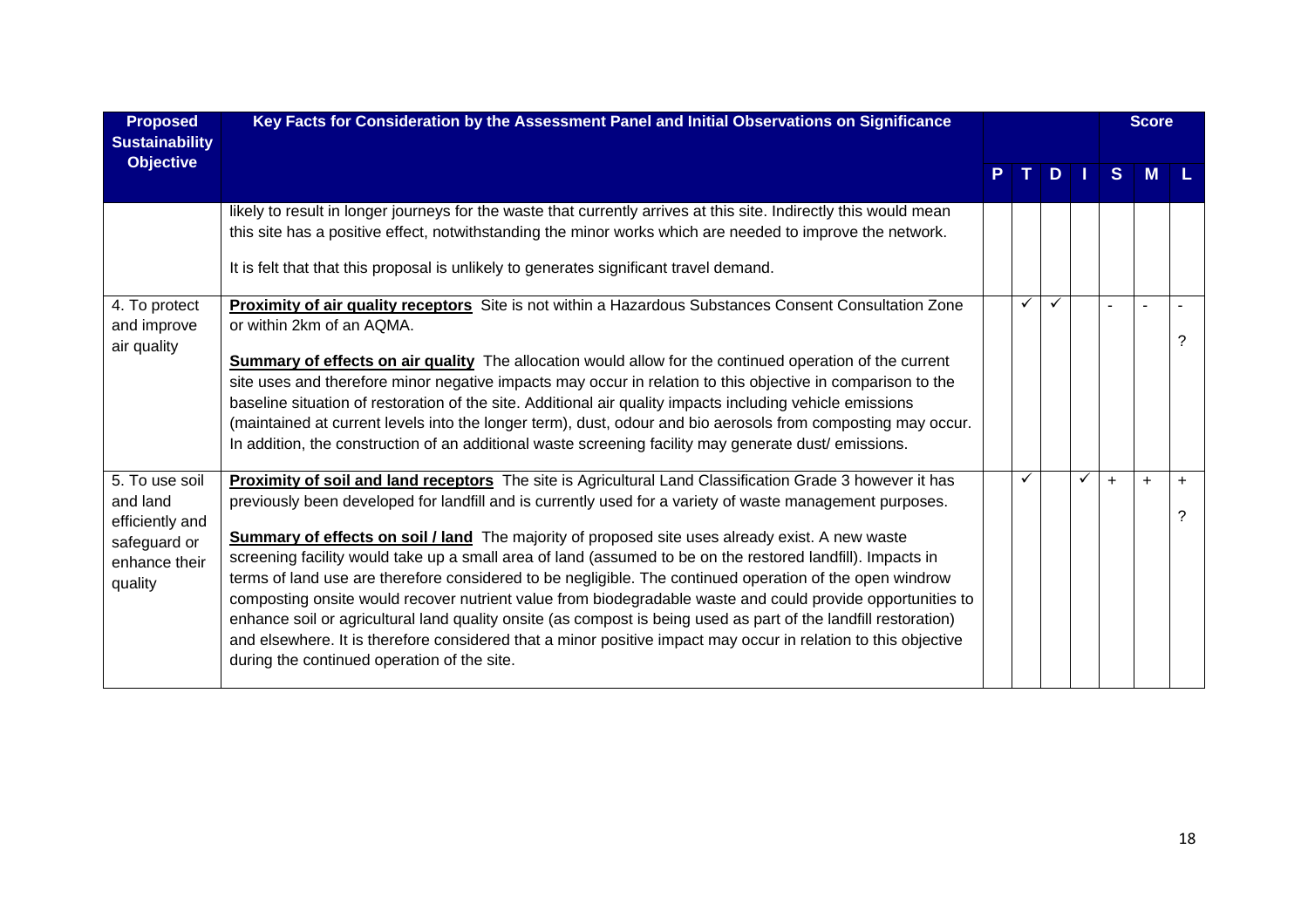| Proposed Sustainability Objective | Key Facts for Consideration by the Assessment Panel and Initial Observations on Significance | | | | | Score | | |
|---|---|---|---|---|---|---|---|---|
| | | P | T | D | I | S | M | L |
| | likely to result in longer journeys for the waste that currently arrives at this site. Indirectly this would mean this site has a positive effect, notwithstanding the minor works which are needed to improve the network.<br><br>It is felt that that this proposal is unlikely to generates significant travel demand. | | | | | | | |
| 4. To protect and improve air quality | **Proximity of air quality receptors** Site is not within a Hazardous Substances Consent Consultation Zone or within 2km of an AQMA.<br><br>**Summary of effects on air quality** The allocation would allow for the continued operation of the current site uses and therefore minor negative impacts may occur in relation to this objective in comparison to the baseline situation of restoration of the site. Additional air quality impacts including vehicle emissions (maintained at current levels into the longer term), dust, odour and bio aerosols from composting may occur. In addition, the construction of an additional waste screening facility may generate dust/ emissions. | | ✓ | ✓ | | - | - | - ? |
| 5. To use soil and land efficiently and safeguard or enhance their quality | **Proximity of soil and land receptors** The site is Agricultural Land Classification Grade 3 however it has previously been developed for landfill and is currently used for a variety of waste management purposes.<br><br>**Summary of effects on soil / land** The majority of proposed site uses already exist. A new waste screening facility would take up a small area of land (assumed to be on the restored landfill). Impacts in terms of land use are therefore considered to be negligible. The continued operation of the open windrow composting onsite would recover nutrient value from biodegradable waste and could provide opportunities to enhance soil or agricultural land quality onsite (as compost is being used as part of the landfill restoration) and elsewhere. It is therefore considered that a minor positive impact may occur in relation to this objective during the continued operation of the site. | | ✓ | | ✓ | + | + | + ? |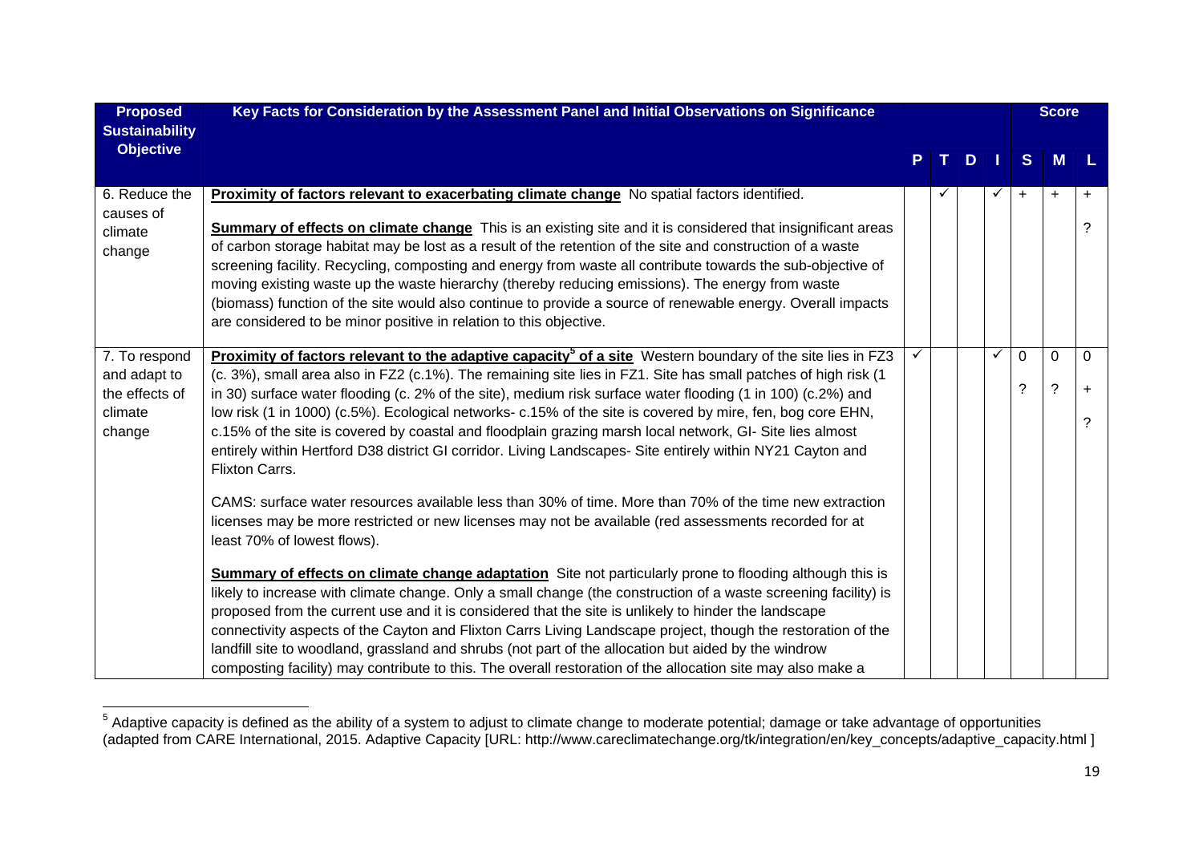| Proposed Sustainability Objective | Key Facts for Consideration by the Assessment Panel and Initial Observations on Significance | P | T | D | I | S | M | L |
|---|---|---|---|---|---|---|---|---|
| 6. Reduce the causes of climate change | **Proximity of factors relevant to exacerbating climate change** No spatial factors identified.<br><br>**Summary of effects on climate change** This is an existing site and it is considered that insignificant areas of carbon storage habitat may be lost as a result of the retention of the site and construction of a waste screening facility. Recycling, composting and energy from waste all contribute towards the sub-objective of moving existing waste up the waste hierarchy (thereby reducing emissions). The energy from waste (biomass) function of the site would also continue to provide a source of renewable energy. Overall impacts are considered to be minor positive in relation to this objective. | | ✓ | | ✓ | + | + | +<br>? |
| 7. To respond and adapt to the effects of climate change | **Proximity of factors relevant to the adaptive capacity[5] of a site** Western boundary of the site lies in FZ3 (c. 3%), small area also in FZ2 (c.1%). The remaining site lies in FZ1. Site has small patches of high risk (1 in 30) surface water flooding (c. 2% of the site), medium risk surface water flooding (1 in 100) (c.2%) and low risk (1 in 1000) (c.5%). Ecological networks- c.15% of the site is covered by mire, fen, bog core EHN, c.15% of the site is covered by coastal and floodplain grazing marsh local network, GI- Site lies almost entirely within Hertford D38 district GI corridor. Living Landscapes- Site entirely within NY21 Cayton and Flixton Carrs.<br><br>CAMS: surface water resources available less than 30% of time. More than 70% of the time new extraction licenses may be more restricted or new licenses may not be available (red assessments recorded for at least 70% of lowest flows).<br><br>**Summary of effects on climate change adaptation** Site not particularly prone to flooding although this is likely to increase with climate change. Only a small change (the construction of a waste screening facility) is proposed from the current use and it is considered that the site is unlikely to hinder the landscape connectivity aspects of the Cayton and Flixton Carrs Living Landscape project, though the restoration of the landfill site to woodland, grassland and shrubs (not part of the allocation but aided by the windrow composting facility) may contribute to this. The overall restoration of the allocation site may also make a | ✓ | | | ✓ | 0<br>? | 0<br>? | 0<br>+<br>? |

[5] Adaptive capacity is defined as the ability of a system to adjust to climate change to moderate potential; damage or take advantage of opportunities (adapted from CARE International, 2015. Adaptive Capacity [URL: http://www.careclimatechange.org/tk/integration/en/key_concepts/adaptive_capacity.html ]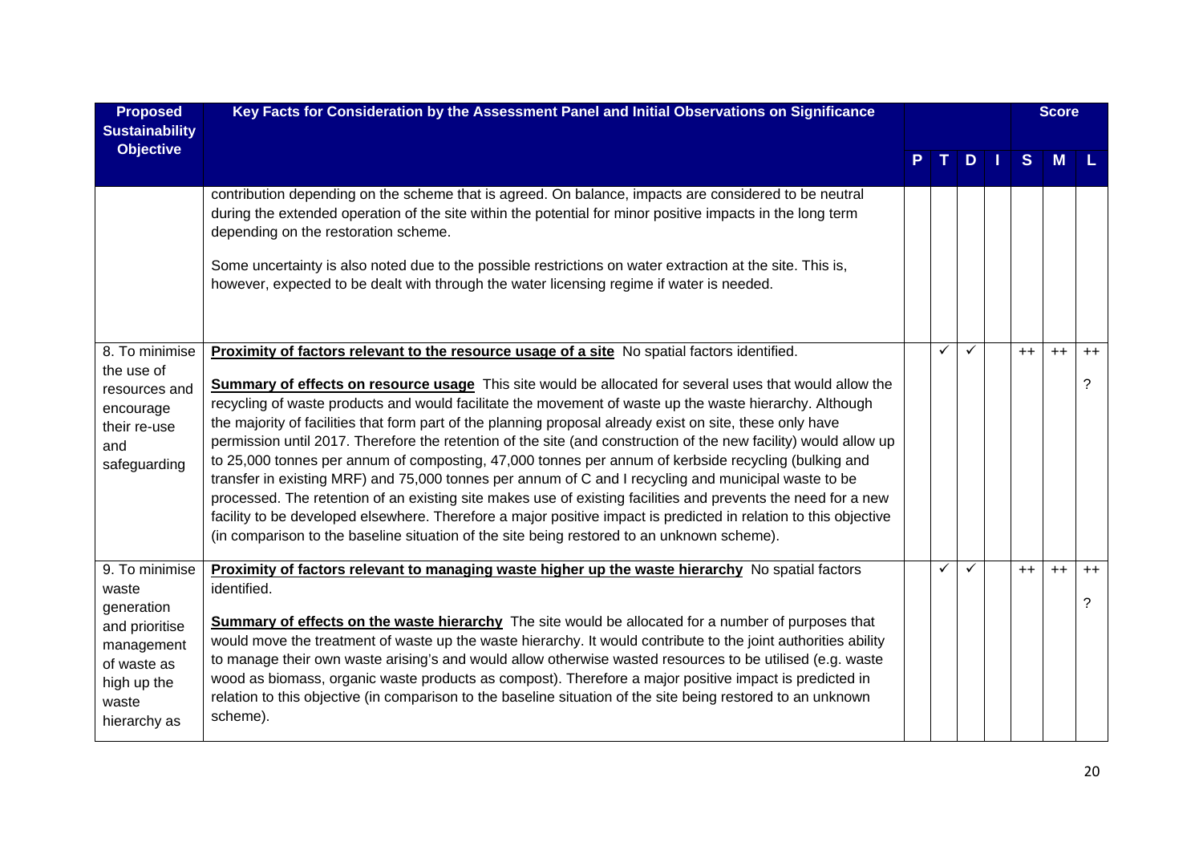| Proposed Sustainability Objective | Key Facts for Consideration by the Assessment Panel and Initial Observations on Significance | P | T | D | I | S | M | L |
|---|---|---|---|---|---|---|---|---|
| | | | | | | Score | | |
| | contribution depending on the scheme that is agreed. On balance, impacts are considered to be neutral during the extended operation of the site within the potential for minor positive impacts in the long term depending on the restoration scheme.<br><br>Some uncertainty is also noted due to the possible restrictions on water extraction at the site. This is, however, expected to be dealt with through the water licensing regime if water is needed. | | | | | | | |
| 8. To minimise the use of resources and encourage their re-use and safeguarding | **Proximity of factors relevant to the resource usage of a site** No spatial factors identified.<br><br>**Summary of effects on resource usage** This site would be allocated for several uses that would allow the recycling of waste products and would facilitate the movement of waste up the waste hierarchy. Although the majority of facilities that form part of the planning proposal already exist on site, these only have permission until 2017. Therefore the retention of the site (and construction of the new facility) would allow up to 25,000 tonnes per annum of composting, 47,000 tonnes per annum of kerbside recycling (bulking and transfer in existing MRF) and 75,000 tonnes per annum of C and I recycling and municipal waste to be processed. The retention of an existing site makes use of existing facilities and prevents the need for a new facility to be developed elsewhere. Therefore a major positive impact is predicted in relation to this objective (in comparison to the baseline situation of the site being restored to an unknown scheme). | | ✓ | ✓ | | ++ | ++ | ++<br>? |
| 9. To minimise waste generation and prioritise management of waste as high up the waste hierarchy as | **Proximity of factors relevant to managing waste higher up the waste hierarchy** No spatial factors identified.<br><br>**Summary of effects on the waste hierarchy** The site would be allocated for a number of purposes that would move the treatment of waste up the waste hierarchy. It would contribute to the joint authorities ability to manage their own waste arising's and would allow otherwise wasted resources to be utilised (e.g. waste wood as biomass, organic waste products as compost). Therefore a major positive impact is predicted in relation to this objective (in comparison to the baseline situation of the site being restored to an unknown scheme). | | ✓ | ✓ | | ++ | ++ | ++<br>? |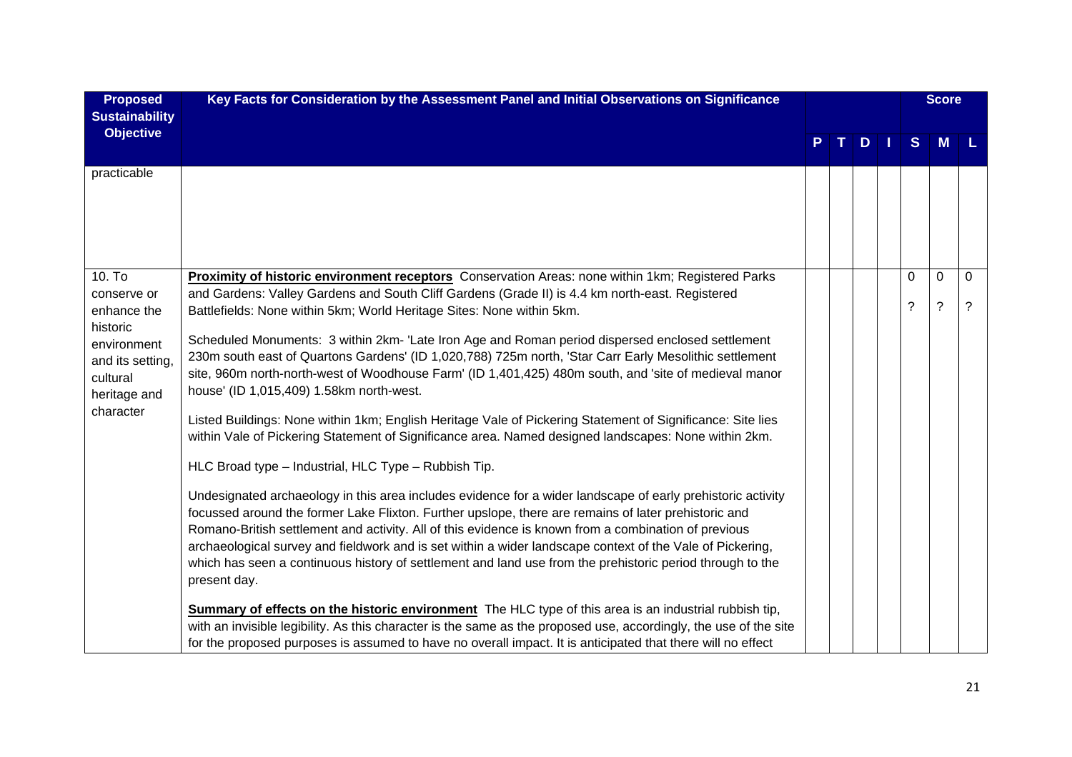| Proposed Sustainability Objective | Key Facts for Consideration by the Assessment Panel and Initial Observations on Significance | P | T | D | I | S | M | L |
|---|---|---|---|---|---|---|---|---|
| | | | | | | | Score | |
| practicable | | | | | | | | |
| 10. To conserve or enhance the historic environment and its setting, cultural heritage and character | **Proximity of historic environment receptors** Conservation Areas: none within 1km; Registered Parks and Gardens: Valley Gardens and South Cliff Gardens (Grade II) is 4.4 km north-east. Registered Battlefields: None within 5km; World Heritage Sites: None within 5km.<br><br>Scheduled Monuments: 3 within 2km- 'Late Iron Age and Roman period dispersed enclosed settlement 230m south east of Quartons Gardens' (ID 1,020,788) 725m north, 'Star Carr Early Mesolithic settlement site, 960m north-north-west of Woodhouse Farm' (ID 1,401,425) 480m south, and 'site of medieval manor house' (ID 1,015,409) 1.58km north-west.<br><br>Listed Buildings: None within 1km; English Heritage Vale of Pickering Statement of Significance: Site lies within Vale of Pickering Statement of Significance area. Named designed landscapes: None within 2km.<br><br>HLC Broad type – Industrial, HLC Type – Rubbish Tip.<br><br>Undesignated archaeology in this area includes evidence for a wider landscape of early prehistoric activity focussed around the former Lake Flixton. Further upslope, there are remains of later prehistoric and Romano-British settlement and activity. All of this evidence is known from a combination of previous archaeological survey and fieldwork and is set within a wider landscape context of the Vale of Pickering, which has seen a continuous history of settlement and land use from the prehistoric period through to the present day.<br><br>**Summary of effects on the historic environment** The HLC type of this area is an industrial rubbish tip, with an invisible legibility. As this character is the same as the proposed use, accordingly, the use of the site for the proposed purposes is assumed to have no overall impact. It is anticipated that there will no effect | | | | | 0<br>? | 0<br>? | 0<br>? |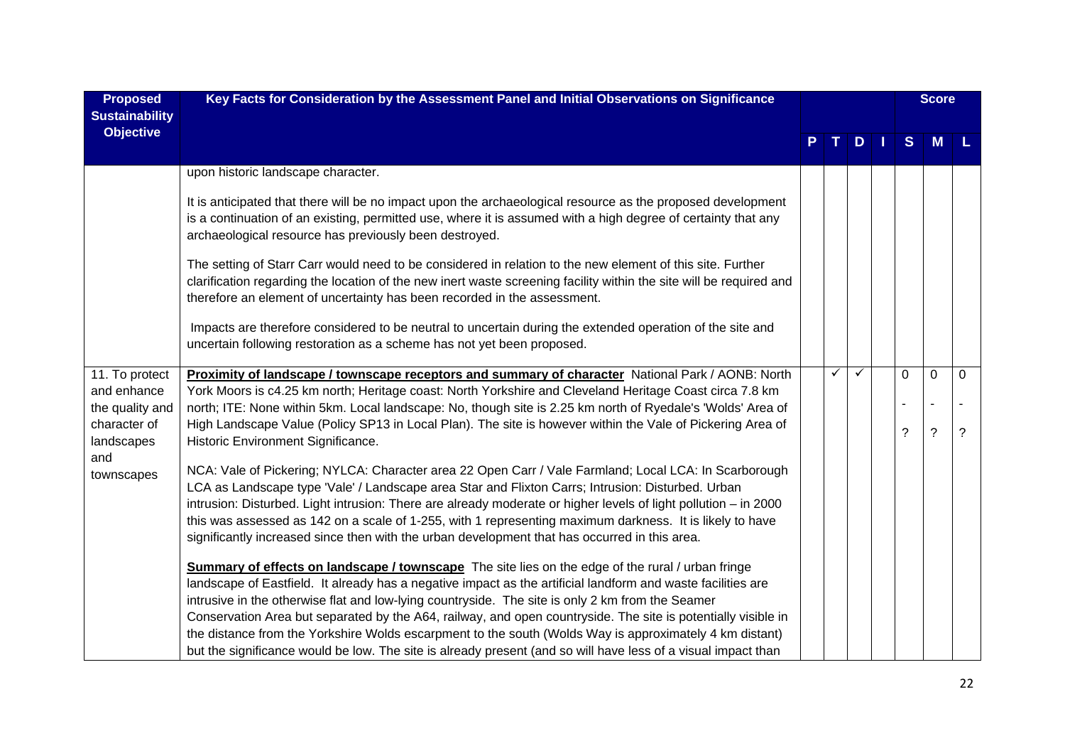| Proposed Sustainability Objective | Key Facts for Consideration by the Assessment Panel and Initial Observations on Significance | P | T | D | I | S | M | L |
|---|---|---|---|---|---|---|---|---|
| | upon historic landscape character.<br><br>It is anticipated that there will be no impact upon the archaeological resource as the proposed development is a continuation of an existing, permitted use, where it is assumed with a high degree of certainty that any archaeological resource has previously been destroyed.<br><br>The setting of Starr Carr would need to be considered in relation to the new element of this site. Further clarification regarding the location of the new inert waste screening facility within the site will be required and therefore an element of uncertainty has been recorded in the assessment.<br><br>Impacts are therefore considered to be neutral to uncertain during the extended operation of the site and uncertain following restoration as a scheme has not yet been proposed. | | | | | | | |
| 11. To protect and enhance the quality and character of landscapes and townscapes | **Proximity of landscape / townscape receptors and summary of character** National Park / AONB: North York Moors is c4.25 km north; Heritage coast: North Yorkshire and Cleveland Heritage Coast circa 7.8 km north; ITE: None within 5km. Local landscape: No, though site is 2.25 km north of Ryedale's 'Wolds' Area of High Landscape Value (Policy SP13 in Local Plan). The site is however within the Vale of Pickering Area of Historic Environment Significance.<br><br>NCA: Vale of Pickering; NYLCA: Character area 22 Open Carr / Vale Farmland; Local LCA: In Scarborough LCA as Landscape type 'Vale' / Landscape area Star and Flixton Carrs; Intrusion: Disturbed. Urban intrusion: Disturbed. Light intrusion: There are already moderate or higher levels of light pollution – in 2000 this was assessed as 142 on a scale of 1-255, with 1 representing maximum darkness. It is likely to have significantly increased since then with the urban development that has occurred in this area.<br><br>**Summary of effects on landscape / townscape** The site lies on the edge of the rural / urban fringe landscape of Eastfield. It already has a negative impact as the artificial landform and waste facilities are intrusive in the otherwise flat and low-lying countryside. The site is only 2 km from the Seamer Conservation Area but separated by the A64, railway, and open countryside. The site is potentially visible in the distance from the Yorkshire Wolds escarpment to the south (Wolds Way is approximately 4 km distant) but the significance would be low. The site is already present (and so will have less of a visual impact than | | ✓ | ✓ | | 0<br>-<br>? | 0<br>-<br>? | 0<br>-<br>? |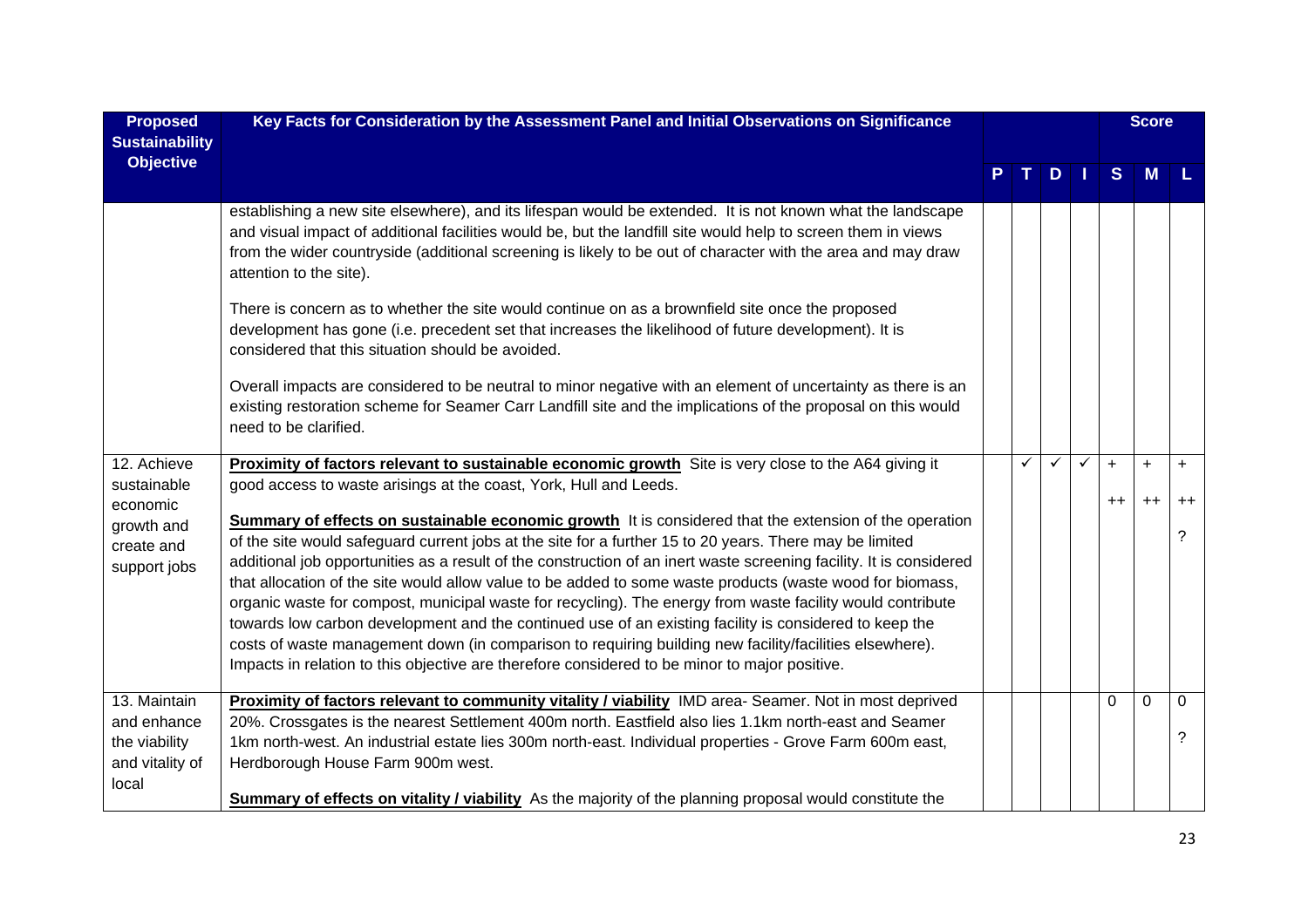| Proposed Sustainability Objective | Key Facts for Consideration by the Assessment Panel and Initial Observations on Significance | P | T | D | I | S | M | L |
|---|---|---|---|---|---|---|---|---|
| | establishing a new site elsewhere), and its lifespan would be extended. It is not known what the landscape and visual impact of additional facilities would be, but the landfill site would help to screen them in views from the wider countryside (additional screening is likely to be out of character with the area and may draw attention to the site).<br><br>There is concern as to whether the site would continue on as a brownfield site once the proposed development has gone (i.e. precedent set that increases the likelihood of future development). It is considered that this situation should be avoided.<br><br>Overall impacts are considered to be neutral to minor negative with an element of uncertainty as there is an existing restoration scheme for Seamer Carr Landfill site and the implications of the proposal on this would need to be clarified. | | | | | | | |
| 12. Achieve sustainable economic growth and create and support jobs | **Proximity of factors relevant to sustainable economic growth** Site is very close to the A64 giving it good access to waste arisings at the coast, York, Hull and Leeds.<br><br>**Summary of effects on sustainable economic growth** It is considered that the extension of the operation of the site would safeguard current jobs at the site for a further 15 to 20 years. There may be limited additional job opportunities as a result of the construction of an inert waste screening facility. It is considered that allocation of the site would allow value to be added to some waste products (waste wood for biomass, organic waste for compost, municipal waste for recycling). The energy from waste facility would contribute towards low carbon development and the continued use of an existing facility is considered to keep the costs of waste management down (in comparison to requiring building new facility/facilities elsewhere). Impacts in relation to this objective are therefore considered to be minor to major positive. | | ✓ | ✓ | ✓ | +<br><br>++ | +<br><br>++ | +<br><br>++<br><br>? |
| 13. Maintain and enhance the viability and vitality of local | **Proximity of factors relevant to community vitality / viability** IMD area- Seamer. Not in most deprived 20%. Crossgates is the nearest Settlement 400m north. Eastfield also lies 1.1km north-east and Seamer 1km north-west. An industrial estate lies 300m north-east. Individual properties - Grove Farm 600m east, Herdborough House Farm 900m west.<br><br>**Summary of effects on vitality / viability** As the majority of the planning proposal would constitute the | | | | | 0 | 0 | 0<br><br>? |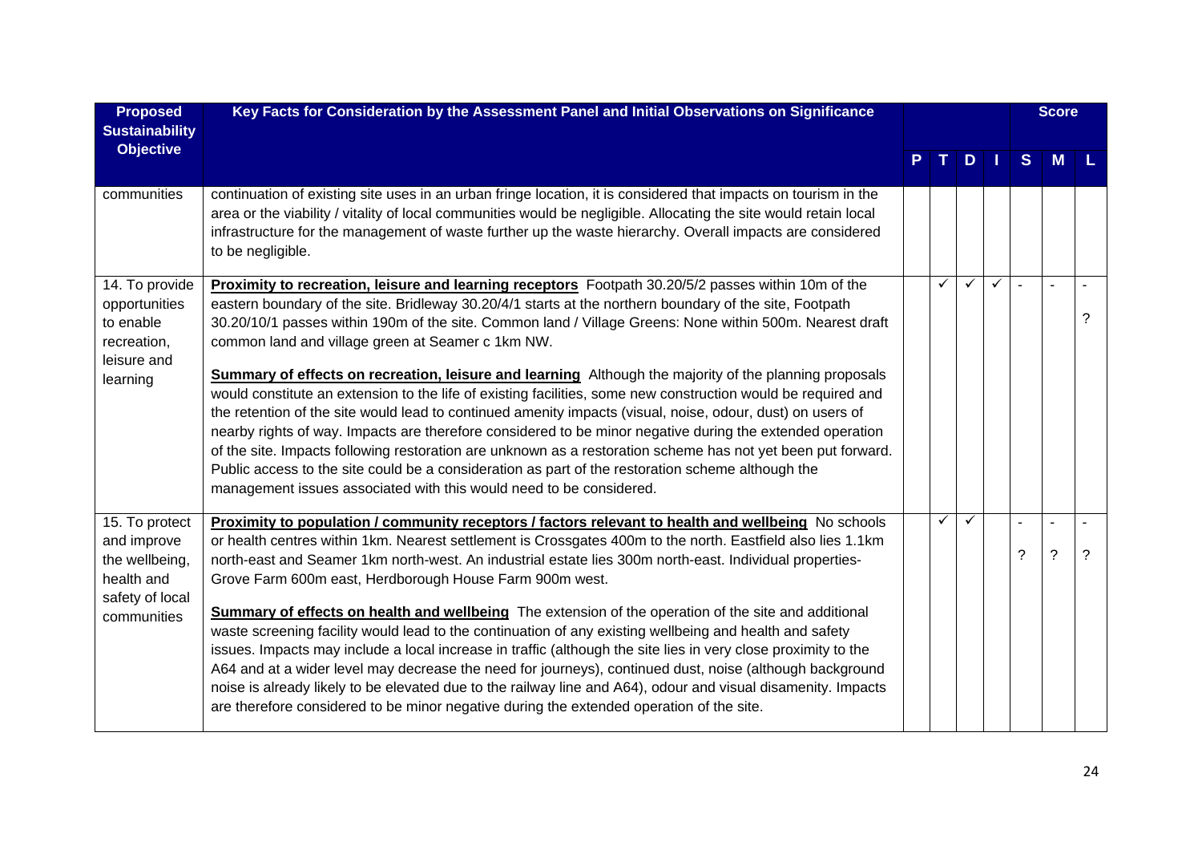| Proposed Sustainability Objective | Key Facts for Consideration by the Assessment Panel and Initial Observations on Significance | P | T | D | I | S | M | L |
|---|---|---|---|---|---|---|---|---|
| communities | continuation of existing site uses in an urban fringe location, it is considered that impacts on tourism in the area or the viability / vitality of local communities would be negligible. Allocating the site would retain local infrastructure for the management of waste further up the waste hierarchy. Overall impacts are considered to be negligible. | | | | | | | |
| 14. To provide opportunities to enable recreation, leisure and learning | **Proximity to recreation, leisure and learning receptors** Footpath 30.20/5/2 passes within 10m of the eastern boundary of the site. Bridleway 30.20/4/1 starts at the northern boundary of the site, Footpath 30.20/10/1 passes within 190m of the site. Common land / Village Greens: None within 500m. Nearest draft common land and village green at Seamer c 1km NW.<br><br>**Summary of effects on recreation, leisure and learning** Although the majority of the planning proposals would constitute an extension to the life of existing facilities, some new construction would be required and the retention of the site would lead to continued amenity impacts (visual, noise, odour, dust) on users of nearby rights of way. Impacts are therefore considered to be minor negative during the extended operation of the site. Impacts following restoration are unknown as a restoration scheme has not yet been put forward. Public access to the site could be a consideration as part of the restoration scheme although the management issues associated with this would need to be considered. | | ✓ | ✓ | ✓ | - | - | -<br>? |
| 15. To protect and improve the wellbeing, health and safety of local communities | **Proximity to population / community receptors / factors relevant to health and wellbeing** No schools or health centres within 1km. Nearest settlement is Crossgates 400m to the north. Eastfield also lies 1.1km north-east and Seamer 1km north-west. An industrial estate lies 300m north-east. Individual properties- Grove Farm 600m east, Herdborough House Farm 900m west.<br><br>**Summary of effects on health and wellbeing** The extension of the operation of the site and additional waste screening facility would lead to the continuation of any existing wellbeing and health and safety issues. Impacts may include a local increase in traffic (although the site lies in very close proximity to the A64 and at a wider level may decrease the need for journeys), continued dust, noise (although background noise is already likely to be elevated due to the railway line and A64), odour and visual disamenity. Impacts are therefore considered to be minor negative during the extended operation of the site. | | ✓ | ✓ | | -<br>? | -<br>? | -<br>? |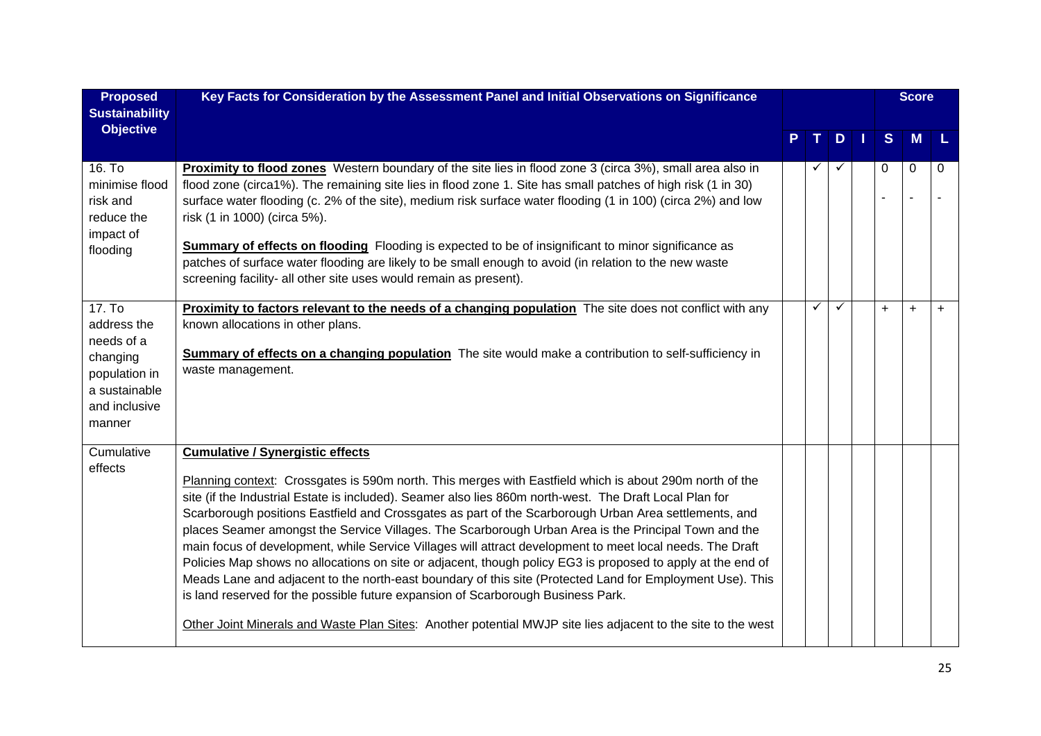| Proposed Sustainability Objective | Key Facts for Consideration by the Assessment Panel and Initial Observations on Significance | P | T | D | I | S | M | L |
|---|---|---|---|---|---|---|---|---|
| | | | | | | **Score** | | |
| 16. To minimise flood risk and reduce the impact of flooding | **Proximity to flood zones** Western boundary of the site lies in flood zone 3 (circa 3%), small area also in flood zone (circa1%). The remaining site lies in flood zone 1. Site has small patches of high risk (1 in 30) surface water flooding (c. 2% of the site), medium risk surface water flooding (1 in 100) (circa 2%) and low risk (1 in 1000) (circa 5%).<br><br>**Summary of effects on flooding** Flooding is expected to be of insignificant to minor significance as patches of surface water flooding are likely to be small enough to avoid (in relation to the new waste screening facility- all other site uses would remain as present). | | ✓ | ✓ | | 0<br>- | 0<br>- | 0<br>- |
| 17. To address the needs of a changing population in a sustainable and inclusive manner | **Proximity to factors relevant to the needs of a changing population** The site does not conflict with any known allocations in other plans.<br><br>**Summary of effects on a changing population** The site would make a contribution to self-sufficiency in waste management. | | ✓ | ✓ | | + | + | + |
| Cumulative effects | **Cumulative / Synergistic effects**<br><br>Planning context: Crossgates is 590m north. This merges with Eastfield which is about 290m north of the site (if the Industrial Estate is included). Seamer also lies 860m north-west. The Draft Local Plan for Scarborough positions Eastfield and Crossgates as part of the Scarborough Urban Area settlements, and places Seamer amongst the Service Villages. The Scarborough Urban Area is the Principal Town and the main focus of development, while Service Villages will attract development to meet local needs. The Draft Policies Map shows no allocations on site or adjacent, though policy EG3 is proposed to apply at the end of Meads Lane and adjacent to the north-east boundary of this site (Protected Land for Employment Use). This is land reserved for the possible future expansion of Scarborough Business Park.<br><br>Other Joint Minerals and Waste Plan Sites: Another potential MWJP site lies adjacent to the site to the west | | | | | | | |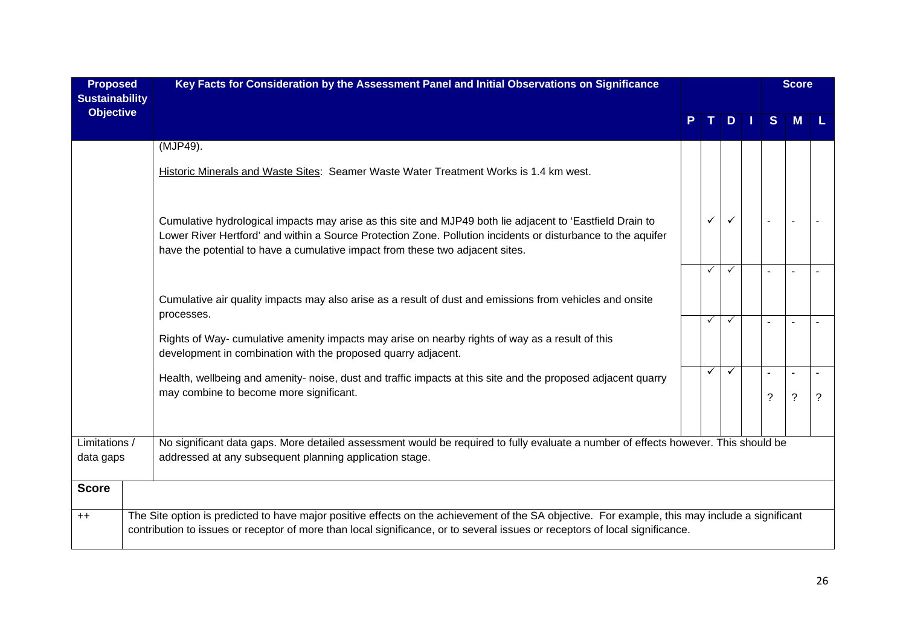| Proposed Sustainability Objective | Key Facts for Consideration by the Assessment Panel and Initial Observations on Significance | P | T | D | I | S | M | L |
|---|---|---|---|---|---|---|---|---|
| | (MJP49). | | | | | | | |
| | <u>Historic Minerals and Waste Sites</u>: Seamer Waste Water Treatment Works is 1.4 km west. | | | | | | | |
| | Cumulative hydrological impacts may arise as this site and MJP49 both lie adjacent to 'Eastfield Drain to Lower River Hertford' and within a Source Protection Zone. Pollution incidents or disturbance to the aquifer have the potential to have a cumulative impact from these two adjacent sites. | | ✓ | ✓ | | - | - | - |
| | Cumulative air quality impacts may also arise as a result of dust and emissions from vehicles and onsite processes. | | ✓ | ✓ | | - | - | - |
| | Rights of Way- cumulative amenity impacts may arise on nearby rights of way as a result of this development in combination with the proposed quarry adjacent. | | ✓ | ✓ | | - | - | - |
| | Health, wellbeing and amenity- noise, dust and traffic impacts at this site and the proposed adjacent quarry may combine to become more significant. | | ✓ | ✓ | | -<br>? | -<br>? | -<br>? |
| Limitations / data gaps | No significant data gaps. More detailed assessment would be required to fully evaluate a number of effects however. This should be addressed at any subsequent planning application stage. | | | | | | | |

| Score | |
|---|---|
| ++ | The Site option is predicted to have major positive effects on the achievement of the SA objective. For example, this may include a significant contribution to issues or receptor of more than local significance, or to several issues or receptors of local significance. |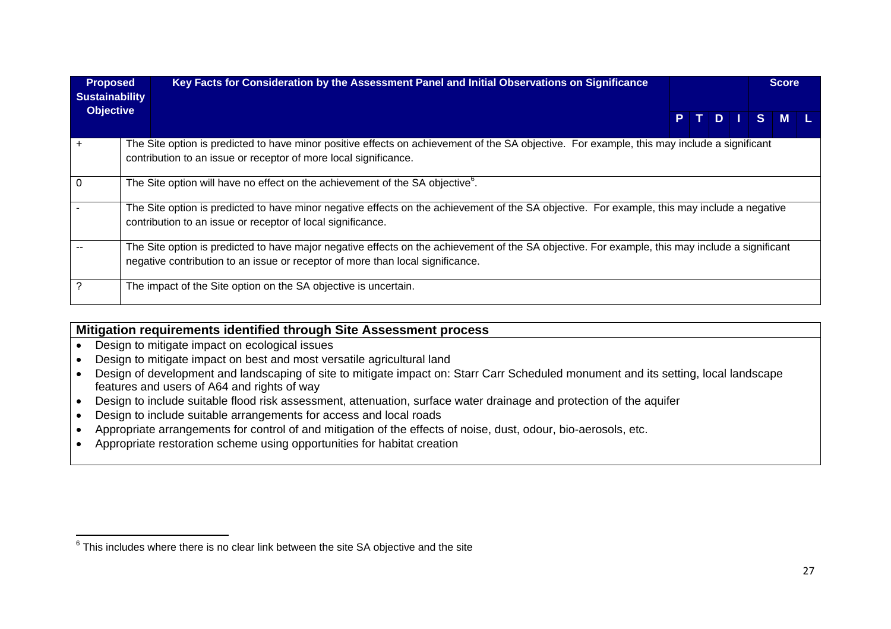| Proposed Sustainability Objective | Key Facts for Consideration by the Assessment Panel and Initial Observations on Significance | P | T | D | I | S | M | L |
|---|---|---|---|---|---|---|---|---|
| + | The Site option is predicted to have minor positive effects on achievement of the SA objective. For example, this may include a significant contribution to an issue or receptor of more local significance. | | | | | | | |
| 0 | The Site option will have no effect on the achievement of the SA objective[6]. | | | | | | | |
| - | The Site option is predicted to have minor negative effects on the achievement of the SA objective. For example, this may include a negative contribution to an issue or receptor of local significance. | | | | | | | |
| -- | The Site option is predicted to have major negative effects on the achievement of the SA objective. For example, this may include a significant negative contribution to an issue or receptor of more than local significance. | | | | | | | |
| ? | The impact of the Site option on the SA objective is uncertain. | | | | | | | |

**Mitigation requirements identified through Site Assessment process**

- Design to mitigate impact on ecological issues
- Design to mitigate impact on best and most versatile agricultural land
- Design of development and landscaping of site to mitigate impact on: Starr Carr Scheduled monument and its setting, local landscape features and users of A64 and rights of way
- Design to include suitable flood risk assessment, attenuation, surface water drainage and protection of the aquifer
- Design to include suitable arrangements for access and local roads
- Appropriate arrangements for control of and mitigation of the effects of noise, dust, odour, bio-aerosols, etc.
- Appropriate restoration scheme using opportunities for habitat creation

[6] This includes where there is no clear link between the site SA objective and the site